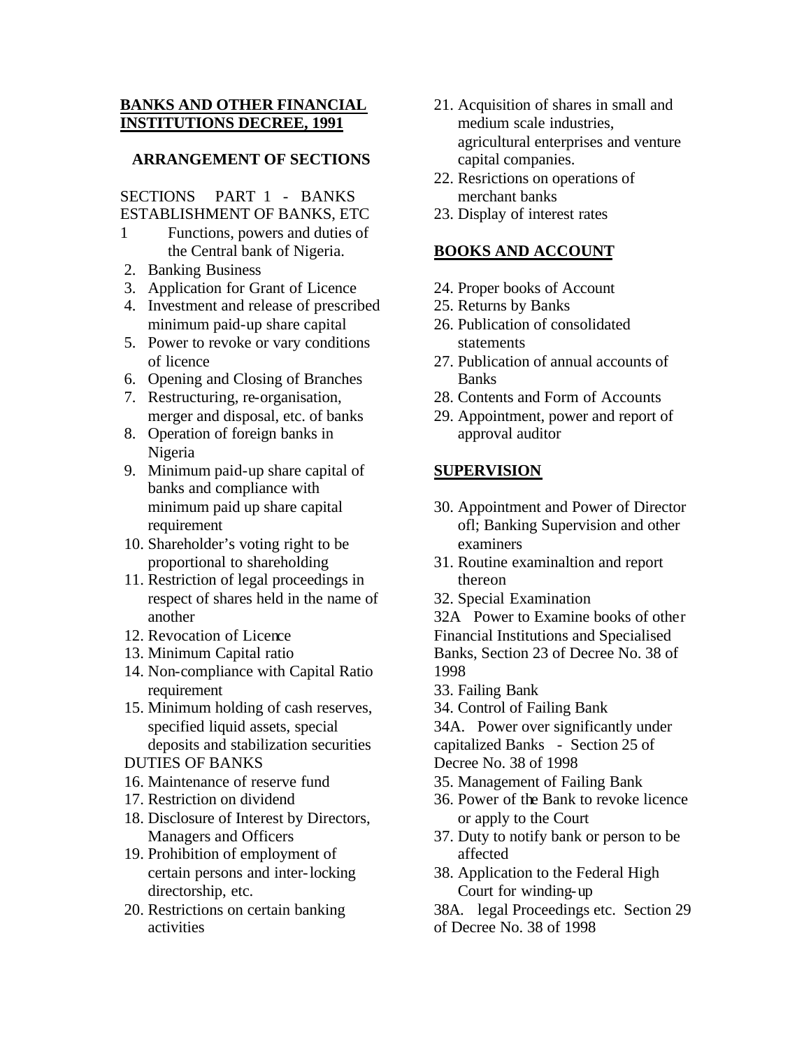**BANKS AND OTHER FINANCIAL INSTITUTIONS DECREE, 1991**

**ARRANGEMENT OF SECTIONS**

SECTIONS PART 1 - BANKS
ESTABLISHMENT OF BANKS, ETC

1 Functions, powers and duties of the Central bank of Nigeria.
2. Banking Business
3. Application for Grant of Licence
4. Investment and release of prescribed minimum paid-up share capital
5. Power to revoke or vary conditions of licence
6. Opening and Closing of Branches
7. Restructuring, re-organisation, merger and disposal, etc. of banks
8. Operation of foreign banks in Nigeria
9. Minimum paid-up share capital of banks and compliance with minimum paid up share capital requirement
10. Shareholder's voting right to be proportional to shareholding
11. Restriction of legal proceedings in respect of shares held in the name of another
12. Revocation of Licence
13. Minimum Capital ratio
14. Non-compliance with Capital Ratio requirement
15. Minimum holding of cash reserves, specified liquid assets, special deposits and stabilization securities

DUTIES OF BANKS

16. Maintenance of reserve fund
17. Restriction on dividend
18. Disclosure of Interest by Directors, Managers and Officers
19. Prohibition of employment of certain persons and inter-locking directorship, etc.
20. Restrictions on certain banking activities
21. Acquisition of shares in small and medium scale industries, agricultural enterprises and venture capital companies.
22. Resrictions on operations of merchant banks
23. Display of interest rates

**BOOKS AND ACCOUNT**

24. Proper books of Account
25. Returns by Banks
26. Publication of consolidated statements
27. Publication of annual accounts of Banks
28. Contents and Form of Accounts
29. Appointment, power and report of approval auditor

**SUPERVISION**

30. Appointment and Power of Director ofl; Banking Supervision and other examiners
31. Routine examinaltion and report thereon
32. Special Examination

32A Power to Examine books of other Financial Institutions and Specialised Banks, Section 23 of Decree No. 38 of 1998

33. Failing Bank
34. Control of Failing Bank

34A. Power over significantly under capitalized Banks - Section 25 of Decree No. 38 of 1998

35. Management of Failing Bank
36. Power of the Bank to revoke licence or apply to the Court
37. Duty to notify bank or person to be affected
38. Application to the Federal High Court for winding-up

38A. legal Proceedings etc. Section 29 of Decree No. 38 of 1998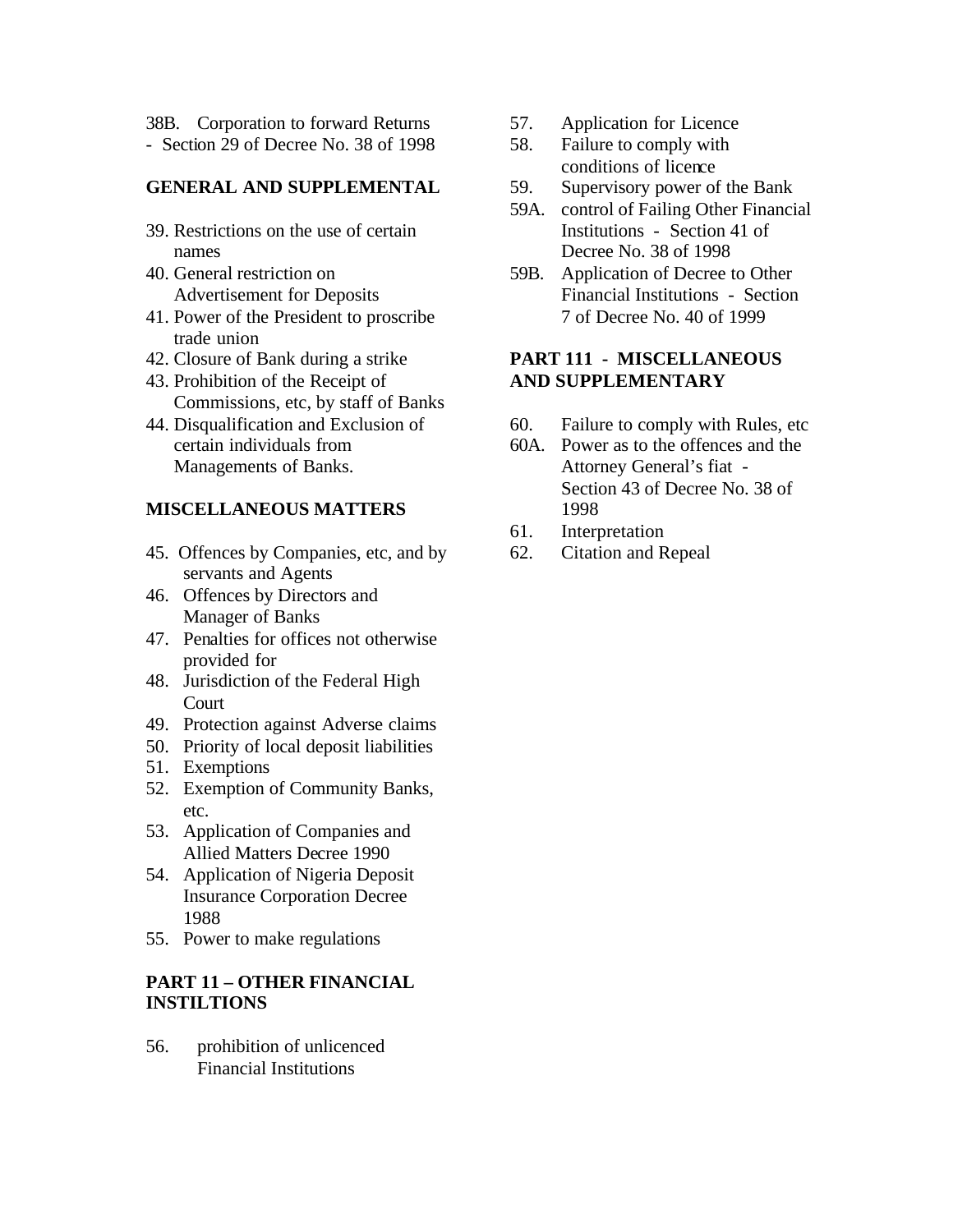38B. Corporation to forward Returns - Section 29 of Decree No. 38 of 1998

**GENERAL AND SUPPLEMENTAL**

39. Restrictions on the use of certain names
40. General restriction on Advertisement for Deposits
41. Power of the President to proscribe trade union
42. Closure of Bank during a strike
43. Prohibition of the Receipt of Commissions, etc, by staff of Banks
44. Disqualification and Exclusion of certain individuals from Managements of Banks.

**MISCELLANEOUS MATTERS**

45. Offences by Companies, etc, and by servants and Agents
46. Offences by Directors and Manager of Banks
47. Penalties for offices not otherwise provided for
48. Jurisdiction of the Federal High Court
49. Protection against Adverse claims
50. Priority of local deposit liabilities
51. Exemptions
52. Exemption of Community Banks, etc.
53. Application of Companies and Allied Matters Decree 1990
54. Application of Nigeria Deposit Insurance Corporation Decree 1988
55. Power to make regulations

**PART 11 – OTHER FINANCIAL INSTILTIONS**

56. prohibition of unlicenced Financial Institutions
57. Application for Licence
58. Failure to comply with conditions of licence
59. Supervisory power of the Bank

59A. control of Failing Other Financial Institutions - Section 41 of Decree No. 38 of 1998

59B. Application of Decree to Other Financial Institutions - Section 7 of Decree No. 40 of 1999

**PART 111 - MISCELLANEOUS AND SUPPLEMENTARY**

60. Failure to comply with Rules, etc

60A. Power as to the offences and the Attorney General's fiat - Section 43 of Decree No. 38 of 1998

61. Interpretation
62. Citation and Repeal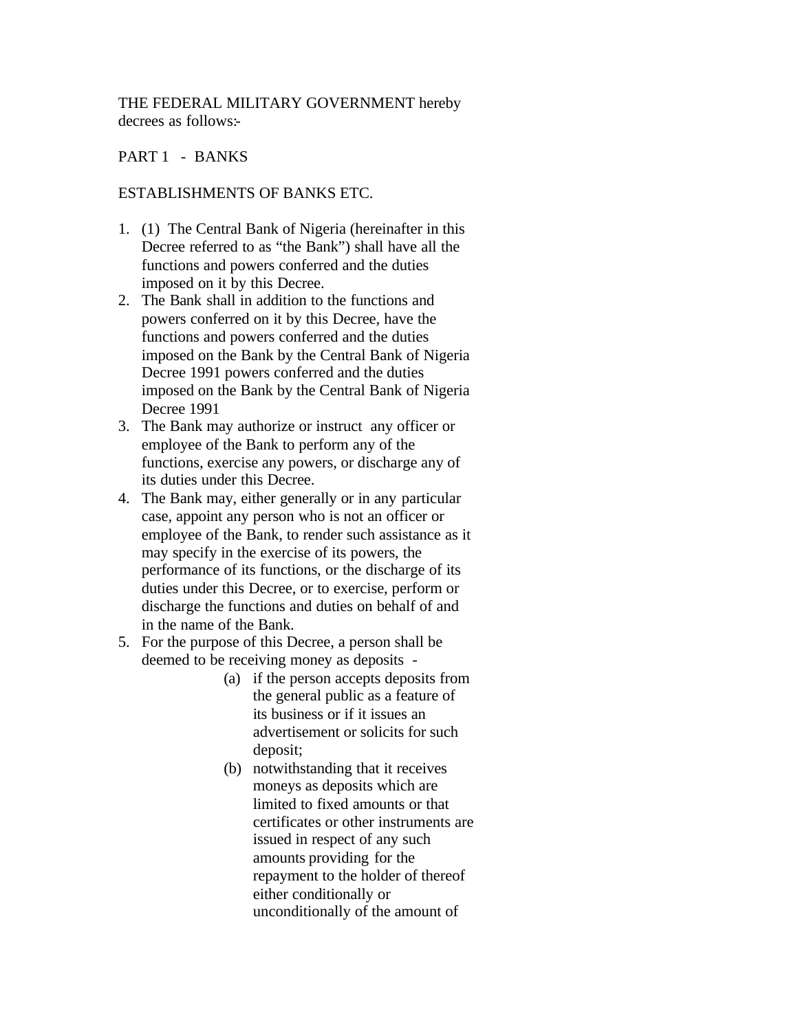THE FEDERAL MILITARY GOVERNMENT hereby decrees as follows:-

PART 1 - BANKS

ESTABLISHMENTS OF BANKS ETC.

1. (1) The Central Bank of Nigeria (hereinafter in this Decree referred to as "the Bank") shall have all the functions and powers conferred and the duties imposed on it by this Decree.
2. The Bank shall in addition to the functions and powers conferred on it by this Decree, have the functions and powers conferred and the duties imposed on the Bank by the Central Bank of Nigeria Decree 1991 powers conferred and the duties imposed on the Bank by the Central Bank of Nigeria Decree 1991
3. The Bank may authorize or instruct any officer or employee of the Bank to perform any of the functions, exercise any powers, or discharge any of its duties under this Decree.
4. The Bank may, either generally or in any particular case, appoint any person who is not an officer or employee of the Bank, to render such assistance as it may specify in the exercise of its powers, the performance of its functions, or the discharge of its duties under this Decree, or to exercise, perform or discharge the functions and duties on behalf of and in the name of the Bank.
5. For the purpose of this Decree, a person shall be deemed to be receiving money as deposits -
   (a) if the person accepts deposits from the general public as a feature of its business or if it issues an advertisement or solicits for such deposit;
   (b) notwithstanding that it receives moneys as deposits which are limited to fixed amounts or that certificates or other instruments are issued in respect of any such amounts providing for the repayment to the holder of thereof either conditionally or unconditionally of the amount of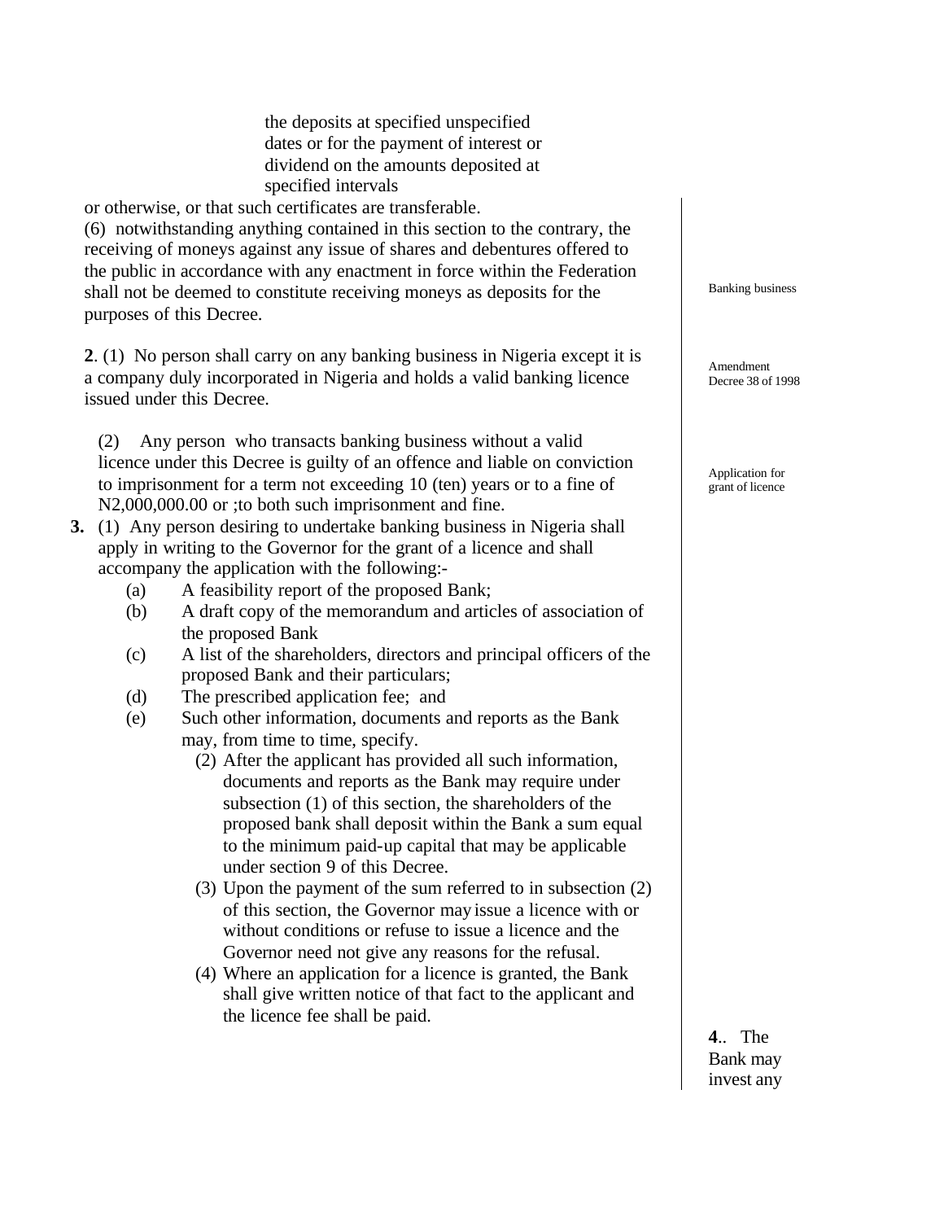the deposits at specified unspecified dates or for the payment of interest or dividend on the amounts deposited at specified intervals

or otherwise, or that such certificates are transferable.

(6) notwithstanding anything contained in this section to the contrary, the receiving of moneys against any issue of shares and debentures offered to the public in accordance with any enactment in force within the Federation shall not be deemed to constitute receiving moneys as deposits for the purposes of this Decree.

Banking business

Amendment Decree 38 of 1998

**2**. (1) No person shall carry on any banking business in Nigeria except it is a company duly incorporated in Nigeria and holds a valid banking licence issued under this Decree.

(2) Any person who transacts banking business without a valid licence under this Decree is guilty of an offence and liable on conviction to imprisonment for a term not exceeding 10 (ten) years or to a fine of N2,000,000.00 or ;to both such imprisonment and fine.

Application for grant of licence

**3.** (1) Any person desiring to undertake banking business in Nigeria shall apply in writing to the Governor for the grant of a licence and shall accompany the application with the following:-

- (a) A feasibility report of the proposed Bank;
- (b) A draft copy of the memorandum and articles of association of the proposed Bank
- (c) A list of the shareholders, directors and principal officers of the proposed Bank and their particulars;
- (d) The prescribed application fee; and
- (e) Such other information, documents and reports as the Bank may, from time to time, specify.

(2) After the applicant has provided all such information, documents and reports as the Bank may require under subsection (1) of this section, the shareholders of the proposed bank shall deposit within the Bank a sum equal to the minimum paid-up capital that may be applicable under section 9 of this Decree.

(3) Upon the payment of the sum referred to in subsection (2) of this section, the Governor may issue a licence with or without conditions or refuse to issue a licence and the Governor need not give any reasons for the refusal.

(4) Where an application for a licence is granted, the Bank shall give written notice of that fact to the applicant and the licence fee shall be paid.

**4**.. The Bank may invest any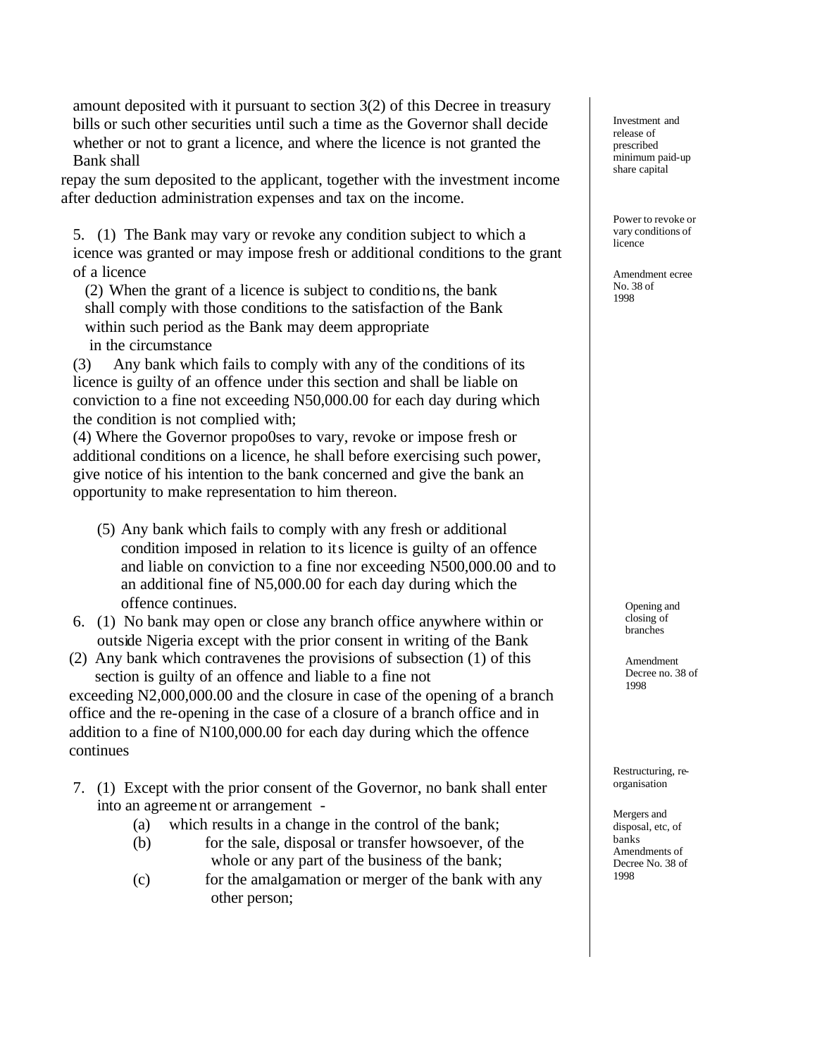amount deposited with it pursuant to section 3(2) of this Decree in treasury bills or such other securities until such a time as the Governor shall decide whether or not to grant a licence, and where the licence is not granted the Bank shall repay the sum deposited to the applicant, together with the investment income after deduction administration expenses and tax on the income.

*Investment and release of prescribed minimum paid-up share capital*

*Power to revoke or vary conditions of licence*

*Amendment ecree No. 38 of 1998*

5. (1) The Bank may vary or revoke any condition subject to which a icence was granted or may impose fresh or additional conditions to the grant of a licence

(2) When the grant of a licence is subject to conditions, the bank shall comply with those conditions to the satisfaction of the Bank within such period as the Bank may deem appropriate in the circumstance

(3) Any bank which fails to comply with any of the conditions of its licence is guilty of an offence under this section and shall be liable on conviction to a fine not exceeding N50,000.00 for each day during which the condition is not complied with;

(4) Where the Governor propo0ses to vary, revoke or impose fresh or additional conditions on a licence, he shall before exercising such power, give notice of his intention to the bank concerned and give the bank an opportunity to make representation to him thereon.

(5) Any bank which fails to comply with any fresh or additional condition imposed in relation to its licence is guilty of an offence and liable on conviction to a fine nor exceeding N500,000.00 and to an additional fine of N5,000.00 for each day during which the offence continues.

*Opening and closing of branches*

*Amendment Decree no. 38 of 1998*

6. (1) No bank may open or close any branch office anywhere within or outside Nigeria except with the prior consent in writing of the Bank

(2) Any bank which contravenes the provisions of subsection (1) of this section is guilty of an offence and liable to a fine not exceeding N2,000,000.00 and the closure in case of the opening of a branch office and the re-opening in the case of a closure of a branch office and in addition to a fine of N100,000.00 for each day during which the offence continues

*Restructuring, re-organisation*

*Mergers and disposal, etc, of banks Amendments of Decree No. 38 of 1998*

7. (1) Except with the prior consent of the Governor, no bank shall enter into an agreement or arrangement -

(a) which results in a change in the control of the bank;

(b) for the sale, disposal or transfer howsoever, of the whole or any part of the business of the bank;

(c) for the amalgamation or merger of the bank with any other person;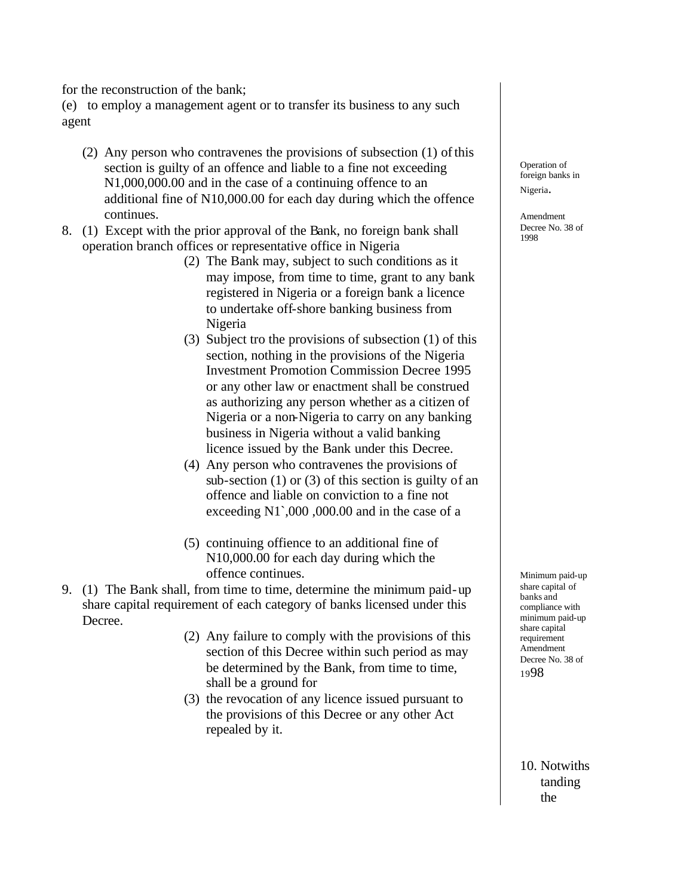for the reconstruction of the bank;

(e) to employ a management agent or to transfer its business to any such agent

(2) Any person who contravenes the provisions of subsection (1) of this section is guilty of an offence and liable to a fine not exceeding N1,000,000.00 and in the case of a continuing offence to an additional fine of N10,000.00 for each day during which the offence continues.

Operation of foreign banks in Nigeria.

Amendment Decree No. 38 of 1998

8. (1) Except with the prior approval of the Bank, no foreign bank shall operation branch offices or representative office in Nigeria

(2) The Bank may, subject to such conditions as it may impose, from time to time, grant to any bank registered in Nigeria or a foreign bank a licence to undertake off-shore banking business from Nigeria

(3) Subject tro the provisions of subsection (1) of this section, nothing in the provisions of the Nigeria Investment Promotion Commission Decree 1995 or any other law or enactment shall be construed as authorizing any person whether as a citizen of Nigeria or a non-Nigeria to carry on any banking business in Nigeria without a valid banking licence issued by the Bank under this Decree.

(4) Any person who contravenes the provisions of sub-section (1) or (3) of this section is guilty of an offence and liable on conviction to a fine not exceeding N1`,000 ,000.00 and in the case of a

(5) continuing offence to an additional fine of N10,000.00 for each day during which the offence continues.

Minimum paid-up share capital of banks and compliance with minimum paid-up share capital requirement Amendment Decree No. 38 of 1998

9. (1) The Bank shall, from time to time, determine the minimum paid-up share capital requirement of each category of banks licensed under this Decree.

(2) Any failure to comply with the provisions of this section of this Decree within such period as may be determined by the Bank, from time to time, shall be a ground for

(3) the revocation of any licence issued pursuant to the provisions of this Decree or any other Act repealed by it.

10. Notwithstanding the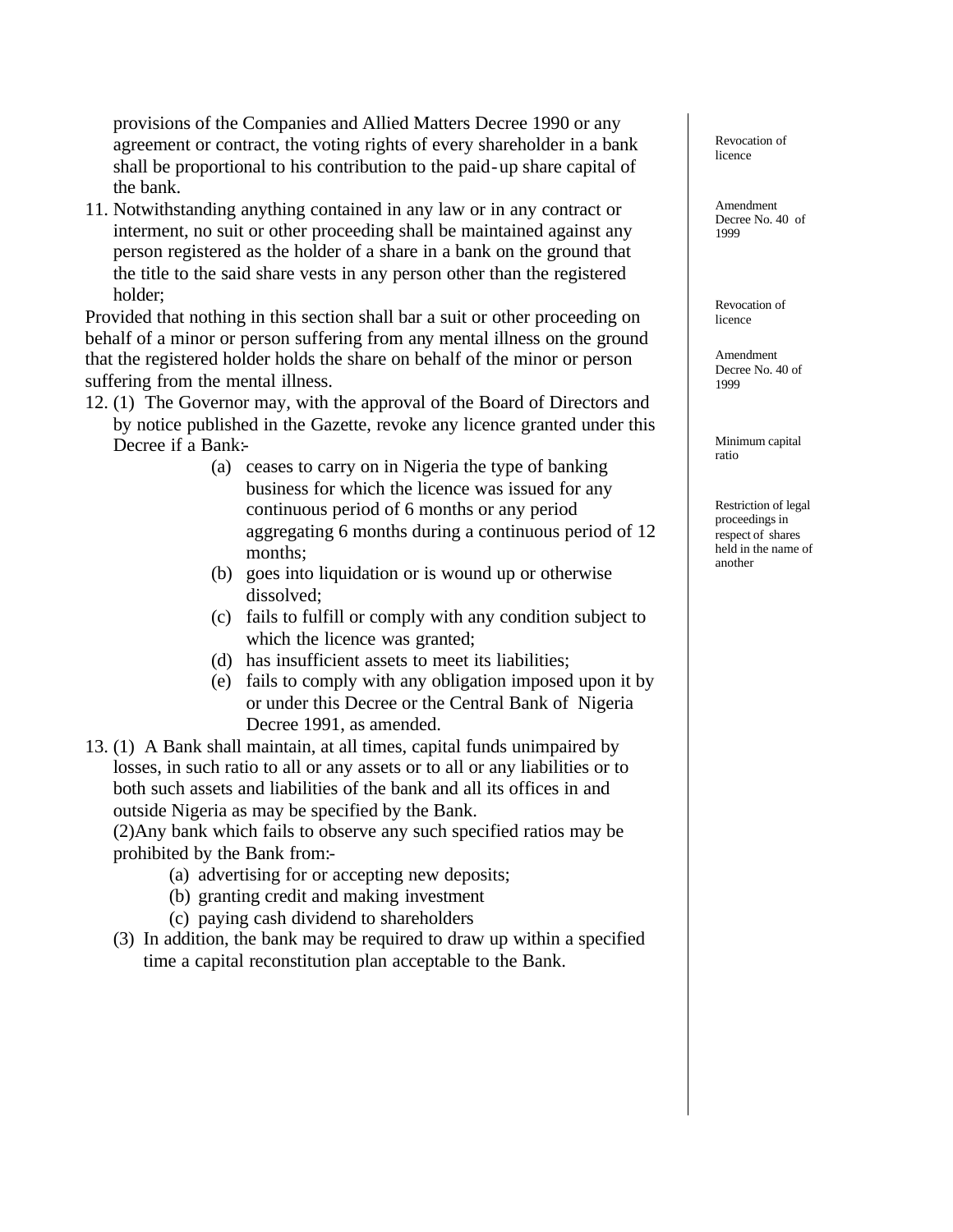provisions of the Companies and Allied Matters Decree 1990 or any agreement or contract, the voting rights of every shareholder in a bank shall be proportional to his contribution to the paid-up share capital of the bank.

11. Notwithstanding anything contained in any law or in any contract or interment, no suit or other proceeding shall be maintained against any person registered as the holder of a share in a bank on the ground that the title to the said share vests in any person other than the registered holder;

Provided that nothing in this section shall bar a suit or other proceeding on behalf of a minor or person suffering from any mental illness on the ground that the registered holder holds the share on behalf of the minor or person suffering from the mental illness.

12. (1) The Governor may, with the approval of the Board of Directors and by notice published in the Gazette, revoke any licence granted under this Decree if a Bank:-

    (a) ceases to carry on in Nigeria the type of banking business for which the licence was issued for any continuous period of 6 months or any period aggregating 6 months during a continuous period of 12 months;
    (b) goes into liquidation or is wound up or otherwise dissolved;
    (c) fails to fulfill or comply with any condition subject to which the licence was granted;
    (d) has insufficient assets to meet its liabilities;
    (e) fails to comply with any obligation imposed upon it by or under this Decree or the Central Bank of Nigeria Decree 1991, as amended.

13. (1) A Bank shall maintain, at all times, capital funds unimpaired by losses, in such ratio to all or any assets or to all or any liabilities or to both such assets and liabilities of the bank and all its offices in and outside Nigeria as may be specified by the Bank.

    (2)Any bank which fails to observe any such specified ratios may be prohibited by the Bank from:-

    (a) advertising for or accepting new deposits;
    (b) granting credit and making investment
    (c) paying cash dividend to shareholders

    (3) In addition, the bank may be required to draw up within a specified time a capital reconstitution plan acceptable to the Bank.

Revocation of licence

Amendment Decree No. 40 of 1999

Revocation of licence

Amendment Decree No. 40 of 1999

Minimum capital ratio

Restriction of legal proceedings in respect of shares held in the name of another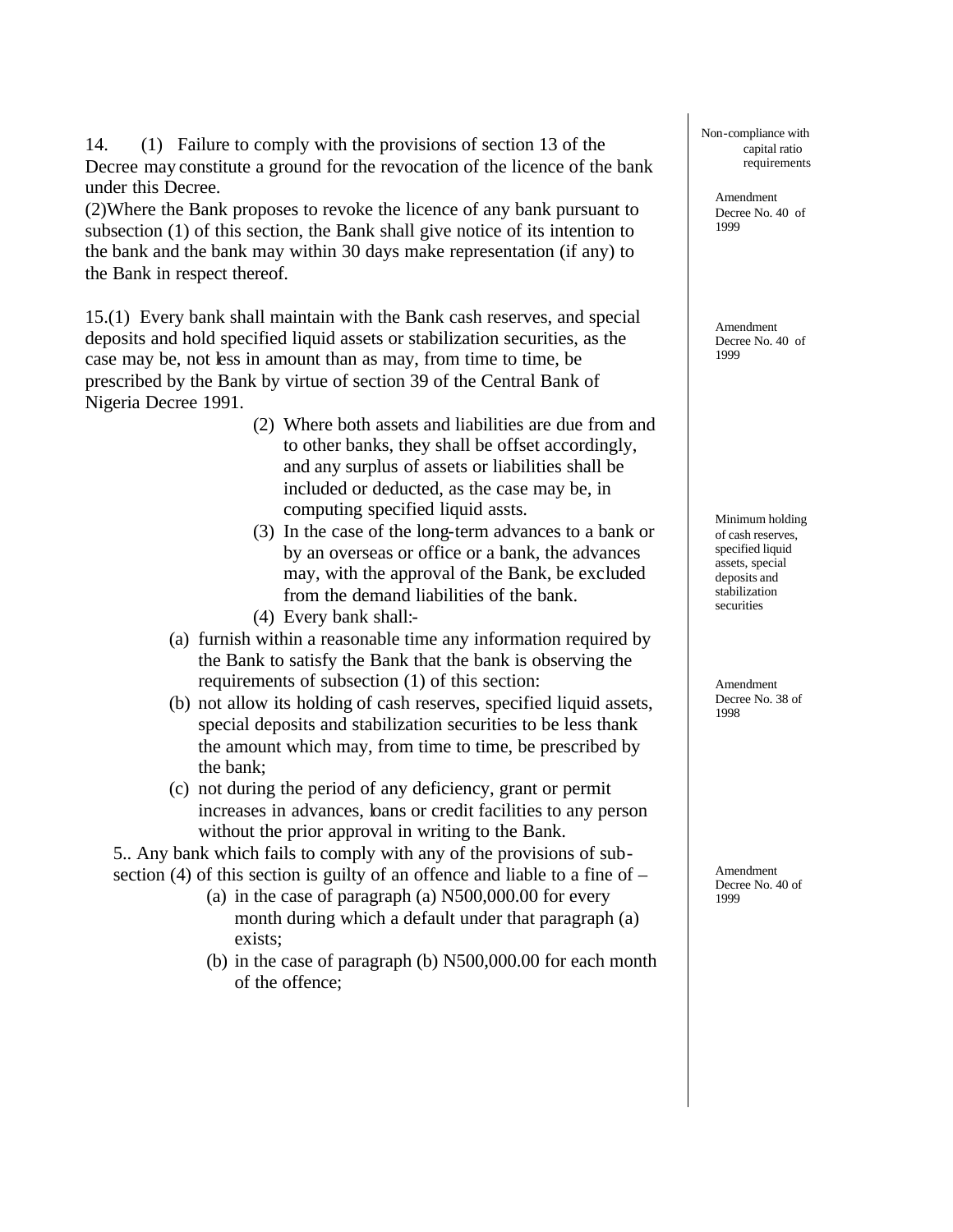14. (1) Failure to comply with the provisions of section 13 of the Decree may constitute a ground for the revocation of the licence of the bank under this Decree.

Non-compliance with capital ratio requirements

Amendment Decree No. 40 of 1999

(2)Where the Bank proposes to revoke the licence of any bank pursuant to subsection (1) of this section, the Bank shall give notice of its intention to the bank and the bank may within 30 days make representation (if any) to the Bank in respect thereof.

15.(1) Every bank shall maintain with the Bank cash reserves, and special deposits and hold specified liquid assets or stabilization securities, as the case may be, not less in amount than as may, from time to time, be prescribed by the Bank by virtue of section 39 of the Central Bank of Nigeria Decree 1991.

Amendment Decree No. 40 of 1999

(2) Where both assets and liabilities are due from and to other banks, they shall be offset accordingly, and any surplus of assets or liabilities shall be included or deducted, as the case may be, in computing specified liquid assts.

Minimum holding of cash reserves, specified liquid assets, special deposits and stabilization securities

(3) In the case of the long-term advances to a bank or by an overseas or office or a bank, the advances may, with the approval of the Bank, be excluded from the demand liabilities of the bank.

(4) Every bank shall:-

(a) furnish within a reasonable time any information required by the Bank to satisfy the Bank that the bank is observing the requirements of subsection (1) of this section:

Amendment Decree No. 38 of 1998

(b) not allow its holding of cash reserves, specified liquid assets, special deposits and stabilization securities to be less thank the amount which may, from time to time, be prescribed by the bank;

(c) not during the period of any deficiency, grant or permit increases in advances, loans or credit facilities to any person without the prior approval in writing to the Bank.

5.. Any bank which fails to comply with any of the provisions of sub-section (4) of this section is guilty of an offence and liable to a fine of –

Amendment Decree No. 40 of 1999

(a) in the case of paragraph (a) N500,000.00 for every month during which a default under that paragraph (a) exists;

(b) in the case of paragraph (b) N500,000.00 for each month of the offence;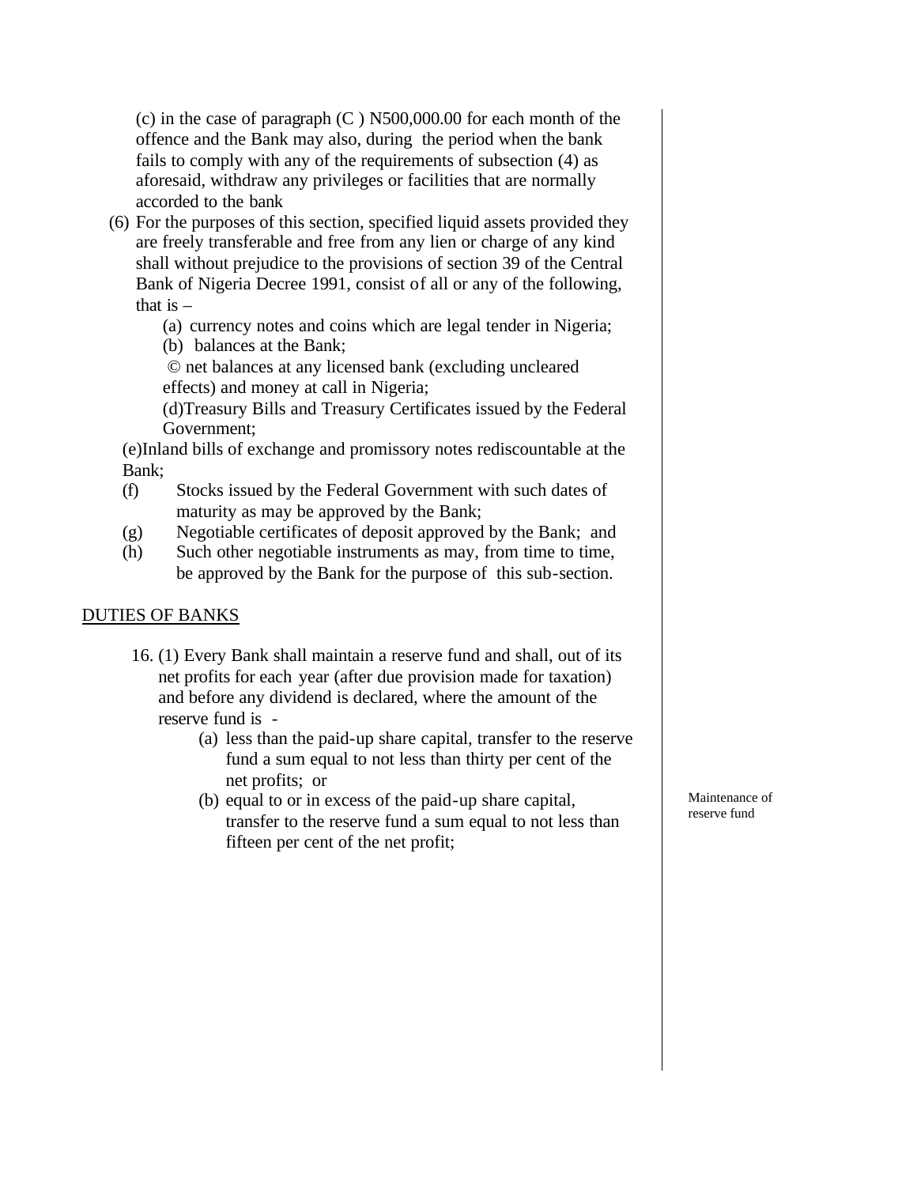(c) in the case of paragraph (C ) N500,000.00 for each month of the offence and the Bank may also, during the period when the bank fails to comply with any of the requirements of subsection (4) as aforesaid, withdraw any privileges or facilities that are normally accorded to the bank

(6) For the purposes of this section, specified liquid assets provided they are freely transferable and free from any lien or charge of any kind shall without prejudice to the provisions of section 39 of the Central Bank of Nigeria Decree 1991, consist of all or any of the following, that is –

(a) currency notes and coins which are legal tender in Nigeria;

(b) balances at the Bank;

© net balances at any licensed bank (excluding uncleared effects) and money at call in Nigeria;

(d)Treasury Bills and Treasury Certificates issued by the Federal Government;

(e)Inland bills of exchange and promissory notes rediscountable at the Bank;

(f) Stocks issued by the Federal Government with such dates of maturity as may be approved by the Bank;

(g) Negotiable certificates of deposit approved by the Bank; and

(h) Such other negotiable instruments as may, from time to time, be approved by the Bank for the purpose of this sub-section.

## DUTIES OF BANKS

*Maintenance of reserve fund*

16. (1) Every Bank shall maintain a reserve fund and shall, out of its net profits for each year (after due provision made for taxation) and before any dividend is declared, where the amount of the reserve fund is -

(a) less than the paid-up share capital, transfer to the reserve fund a sum equal to not less than thirty per cent of the net profits; or

(b) equal to or in excess of the paid-up share capital, transfer to the reserve fund a sum equal to not less than fifteen per cent of the net profit;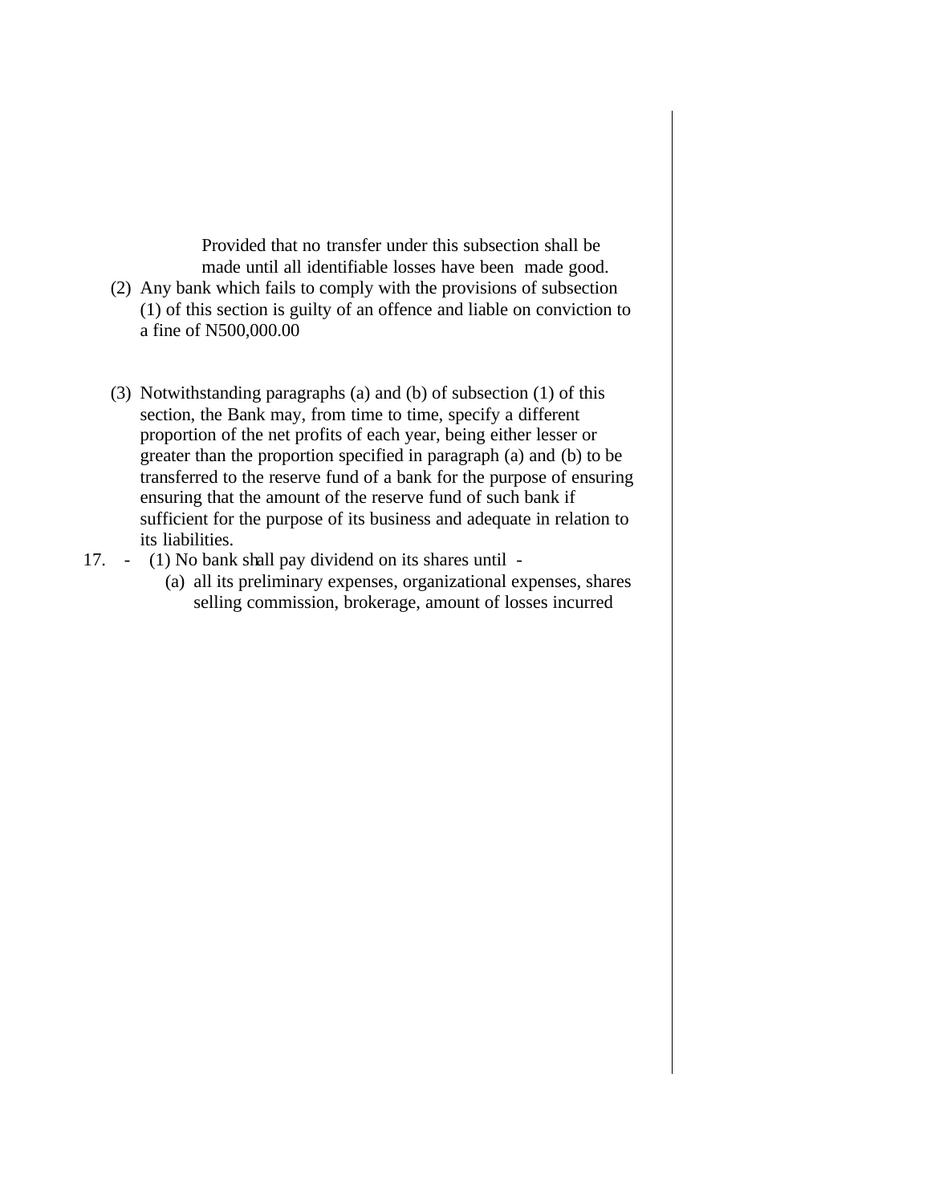Provided that no transfer under this subsection shall be made until all identifiable losses have been made good.

(2) Any bank which fails to comply with the provisions of subsection (1) of this section is guilty of an offence and liable on conviction to a fine of N500,000.00

(3) Notwithstanding paragraphs (a) and (b) of subsection (1) of this section, the Bank may, from time to time, specify a different proportion of the net profits of each year, being either lesser or greater than the proportion specified in paragraph (a) and (b) to be transferred to the reserve fund of a bank for the purpose of ensuring ensuring that the amount of the reserve fund of such bank if sufficient for the purpose of its business and adequate in relation to its liabilities.

17. - (1) No bank shall pay dividend on its shares until -

(a) all its preliminary expenses, organizational expenses, shares selling commission, brokerage, amount of losses incurred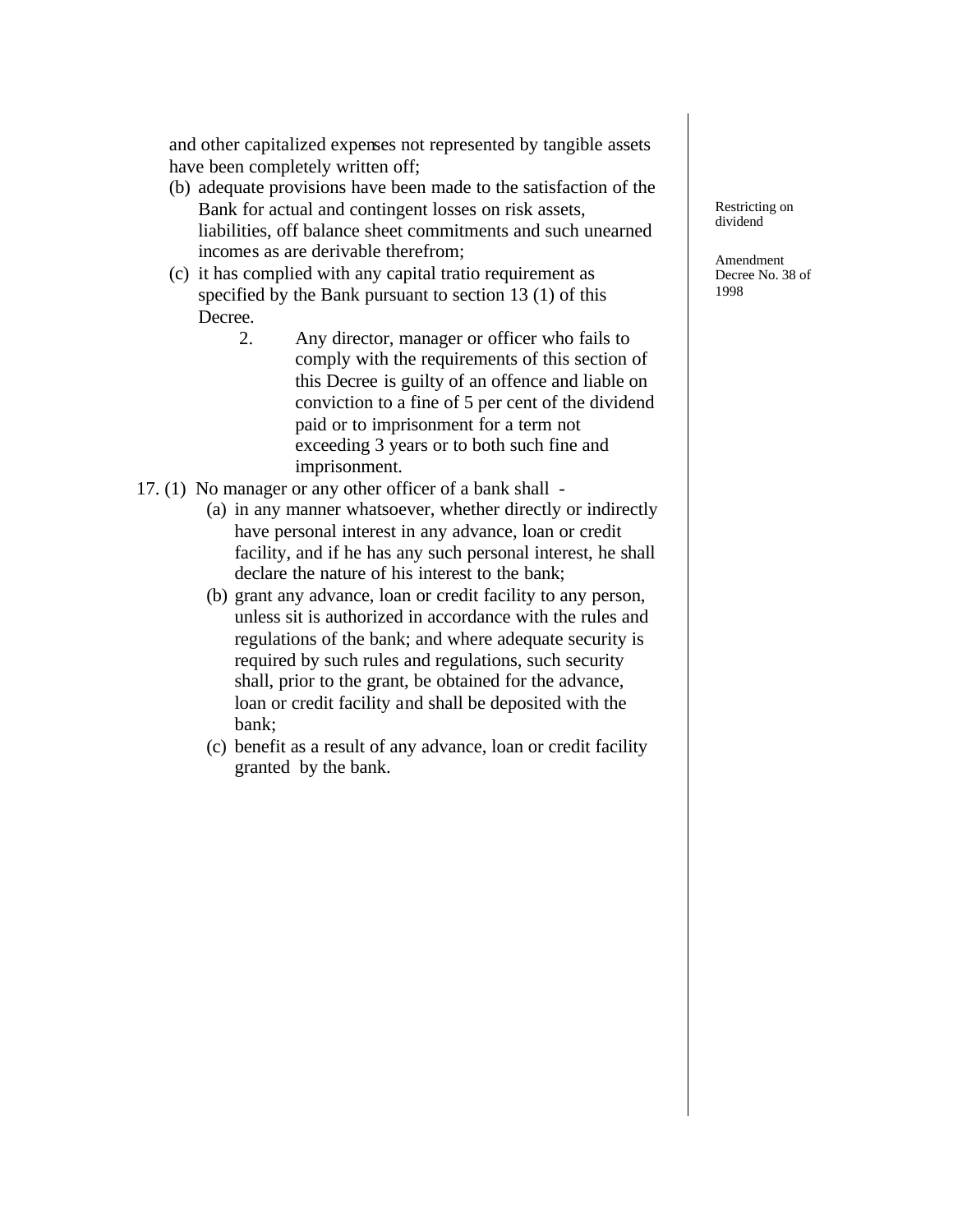and other capitalized expenses not represented by tangible assets have been completely written off;

(b) adequate provisions have been made to the satisfaction of the Bank for actual and contingent losses on risk assets, liabilities, off balance sheet commitments and such unearned incomes as are derivable therefrom;

(c) it has complied with any capital tratio requirement as specified by the Bank pursuant to section 13 (1) of this Decree.

2. Any director, manager or officer who fails to comply with the requirements of this section of this Decree is guilty of an offence and liable on conviction to a fine of 5 per cent of the dividend paid or to imprisonment for a term not exceeding 3 years or to both such fine and imprisonment.

Restricting on dividend

Amendment Decree No. 38 of 1998

17. (1) No manager or any other officer of a bank shall -

(a) in any manner whatsoever, whether directly or indirectly have personal interest in any advance, loan or credit facility, and if he has any such personal interest, he shall declare the nature of his interest to the bank;

(b) grant any advance, loan or credit facility to any person, unless sit is authorized in accordance with the rules and regulations of the bank; and where adequate security is required by such rules and regulations, such security shall, prior to the grant, be obtained for the advance, loan or credit facility and shall be deposited with the bank;

(c) benefit as a result of any advance, loan or credit facility granted by the bank.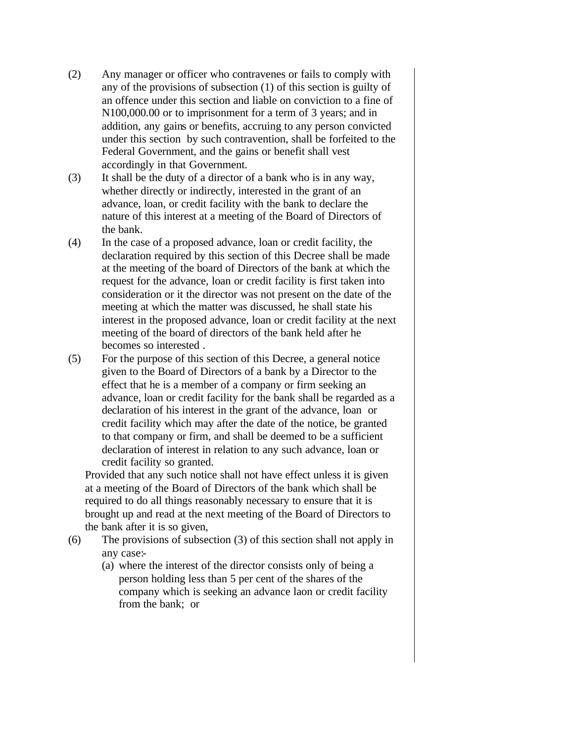(2) Any manager or officer who contravenes or fails to comply with any of the provisions of subsection (1) of this section is guilty of an offence under this section and liable on conviction to a fine of N100,000.00 or to imprisonment for a term of 3 years; and in addition, any gains or benefits, accruing to any person convicted under this section by such contravention, shall be forfeited to the Federal Government, and the gains or benefit shall vest accordingly in that Government.

(3) It shall be the duty of a director of a bank who is in any way, whether directly or indirectly, interested in the grant of an advance, loan, or credit facility with the bank to declare the nature of this interest at a meeting of the Board of Directors of the bank.

(4) In the case of a proposed advance, loan or credit facility, the declaration required by this section of this Decree shall be made at the meeting of the board of Directors of the bank at which the request for the advance, loan or credit facility is first taken into consideration or it the director was not present on the date of the meeting at which the matter was discussed, he shall state his interest in the proposed advance, loan or credit facility at the next meeting of the board of directors of the bank held after he becomes so interested .

(5) For the purpose of this section of this Decree, a general notice given to the Board of Directors of a bank by a Director to the effect that he is a member of a company or firm seeking an advance, loan or credit facility for the bank shall be regarded as a declaration of his interest in the grant of the advance, loan or credit facility which may after the date of the notice, be granted to that company or firm, and shall be deemed to be a sufficient declaration of interest in relation to any such advance, loan or credit facility so granted.

Provided that any such notice shall not have effect unless it is given at a meeting of the Board of Directors of the bank which shall be required to do all things reasonably necessary to ensure that it is brought up and read at the next meeting of the Board of Directors to the bank after it is so given,

(6) The provisions of subsection (3) of this section shall not apply in any case:-

(a) where the interest of the director consists only of being a person holding less than 5 per cent of the shares of the company which is seeking an advance laon or credit facility from the bank; or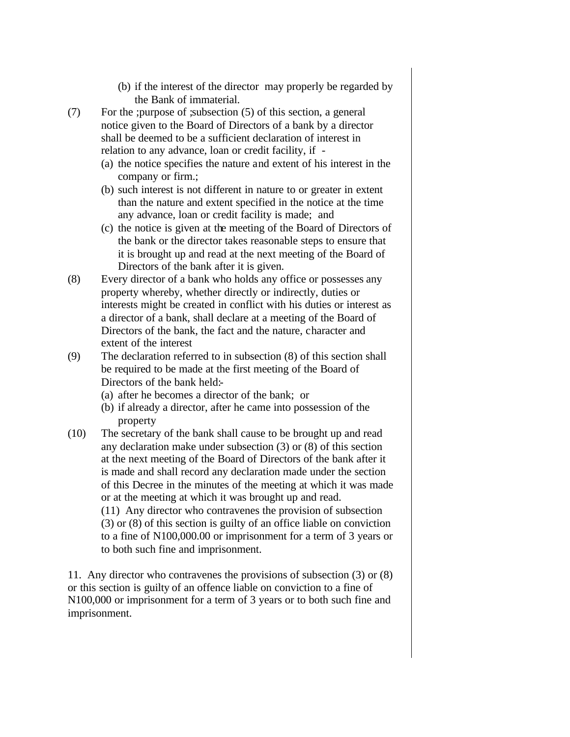(b) if the interest of the director may properly be regarded by the Bank of immaterial.

(7) For the ;purpose of ;subsection (5) of this section, a general notice given to the Board of Directors of a bank by a director shall be deemed to be a sufficient declaration of interest in relation to any advance, loan or credit facility, if -

(a) the notice specifies the nature and extent of his interest in the company or firm.;

(b) such interest is not different in nature to or greater in extent than the nature and extent specified in the notice at the time any advance, loan or credit facility is made; and

(c) the notice is given at the meeting of the Board of Directors of the bank or the director takes reasonable steps to ensure that it is brought up and read at the next meeting of the Board of Directors of the bank after it is given.

(8) Every director of a bank who holds any office or possesses any property whereby, whether directly or indirectly, duties or interests might be created in conflict with his duties or interest as a director of a bank, shall declare at a meeting of the Board of Directors of the bank, the fact and the nature, character and extent of the interest

(9) The declaration referred to in subsection (8) of this section shall be required to be made at the first meeting of the Board of Directors of the bank held:-

(a) after he becomes a director of the bank; or

(b) if already a director, after he came into possession of the property

(10) The secretary of the bank shall cause to be brought up and read any declaration make under subsection (3) or (8) of this section at the next meeting of the Board of Directors of the bank after it is made and shall record any declaration made under the section of this Decree in the minutes of the meeting at which it was made or at the meeting at which it was brought up and read.

(11) Any director who contravenes the provision of subsection (3) or (8) of this section is guilty of an office liable on conviction to a fine of N100,000.00 or imprisonment for a term of 3 years or to both such fine and imprisonment.

11. Any director who contravenes the provisions of subsection (3) or (8) or this section is guilty of an offence liable on conviction to a fine of N100,000 or imprisonment for a term of 3 years or to both such fine and imprisonment.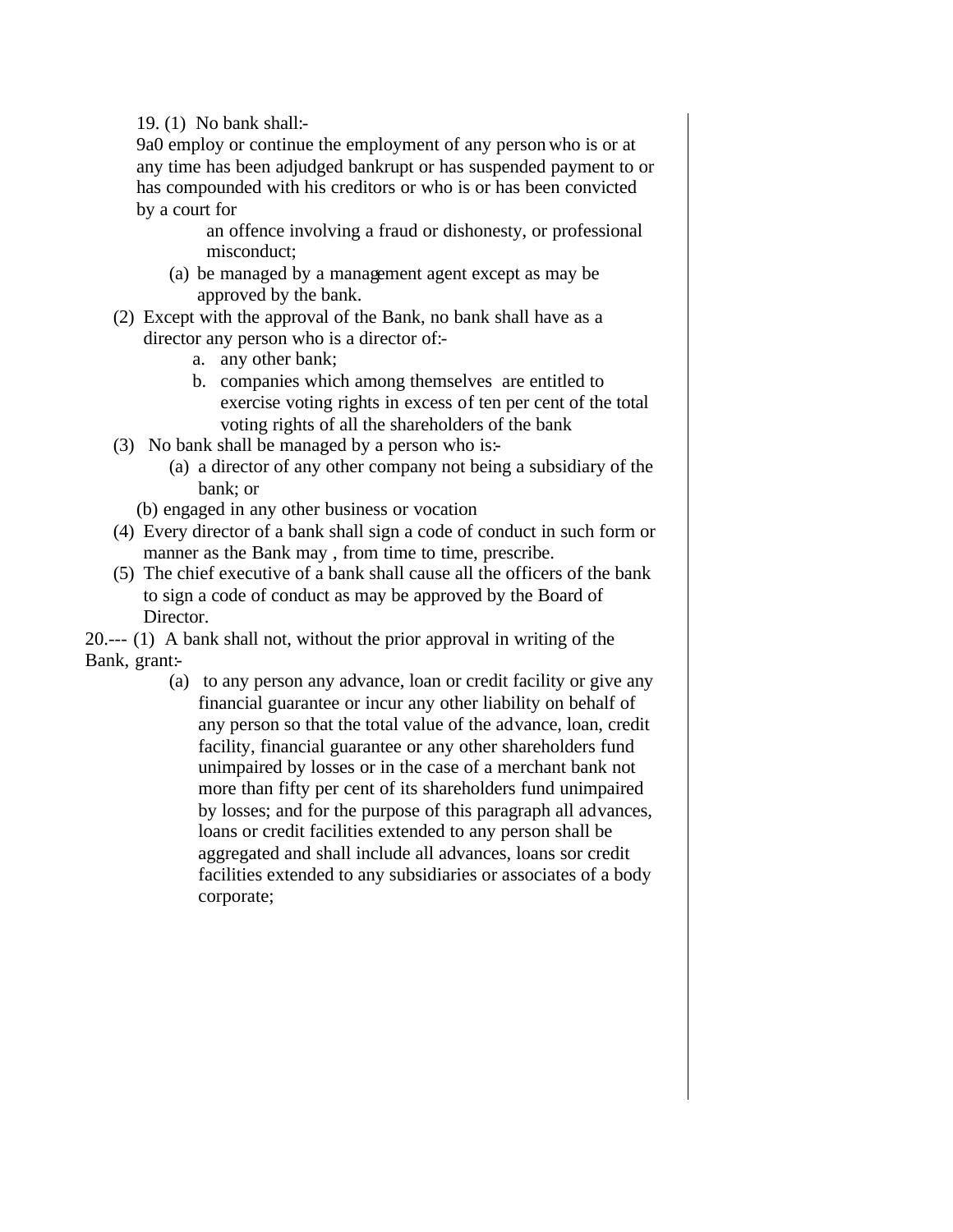19. (1) No bank shall:-

9a0 employ or continue the employment of any person who is or at any time has been adjudged bankrupt or has suspended payment to or has compounded with his creditors or who is or has been convicted by a court for

an offence involving a fraud or dishonesty, or professional misconduct;

(a) be managed by a management agent except as may be approved by the bank.

(2) Except with the approval of the Bank, no bank shall have as a director any person who is a director of:-

a. any other bank;
b. companies which among themselves are entitled to exercise voting rights in excess of ten per cent of the total voting rights of all the shareholders of the bank

(3) No bank shall be managed by a person who is:-

(a) a director of any other company not being a subsidiary of the bank; or

(b) engaged in any other business or vocation

(4) Every director of a bank shall sign a code of conduct in such form or manner as the Bank may , from time to time, prescribe.

(5) The chief executive of a bank shall cause all the officers of the bank to sign a code of conduct as may be approved by the Board of Director.

20.--- (1) A bank shall not, without the prior approval in writing of the Bank, grant:-

(a) to any person any advance, loan or credit facility or give any financial guarantee or incur any other liability on behalf of any person so that the total value of the advance, loan, credit facility, financial guarantee or any other shareholders fund unimpaired by losses or in the case of a merchant bank not more than fifty per cent of its shareholders fund unimpaired by losses; and for the purpose of this paragraph all advances, loans or credit facilities extended to any person shall be aggregated and shall include all advances, loans sor credit facilities extended to any subsidiaries or associates of a body corporate;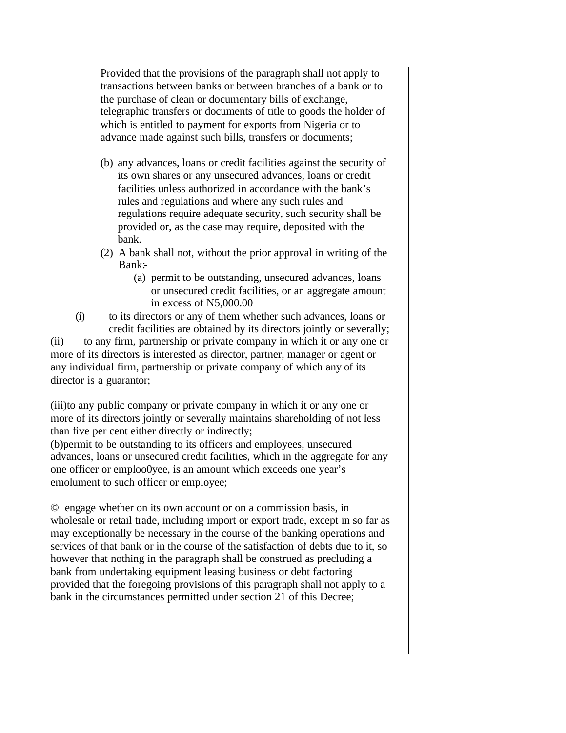Provided that the provisions of the paragraph shall not apply to transactions between banks or between branches of a bank or to the purchase of clean or documentary bills of exchange, telegraphic transfers or documents of title to goods the holder of which is entitled to payment for exports from Nigeria or to advance made against such bills, transfers or documents;

(b) any advances, loans or credit facilities against the security of its own shares or any unsecured advances, loans or credit facilities unless authorized in accordance with the bank's rules and regulations and where any such rules and regulations require adequate security, such security shall be provided or, as the case may require, deposited with the bank.

(2) A bank shall not, without the prior approval in writing of the Bank:-

(a) permit to be outstanding, unsecured advances, loans or unsecured credit facilities, or an aggregate amount in excess of N5,000.00

(i) to its directors or any of them whether such advances, loans or credit facilities are obtained by its directors jointly or severally;

(ii) to any firm, partnership or private company in which it or any one or more of its directors is interested as director, partner, manager or agent or any individual firm, partnership or private company of which any of its director is a guarantor;

(iii)to any public company or private company in which it or any one or more of its directors jointly or severally maintains shareholding of not less than five per cent either directly or indirectly;

(b)permit to be outstanding to its officers and employees, unsecured advances, loans or unsecured credit facilities, which in the aggregate for any one officer or emploo0yee, is an amount which exceeds one year's emolument to such officer or employee;

© engage whether on its own account or on a commission basis, in wholesale or retail trade, including import or export trade, except in so far as may exceptionally be necessary in the course of the banking operations and services of that bank or in the course of the satisfaction of debts due to it, so however that nothing in the paragraph shall be construed as precluding a bank from undertaking equipment leasing business or debt factoring provided that the foregoing provisions of this paragraph shall not apply to a bank in the circumstances permitted under section 21 of this Decree;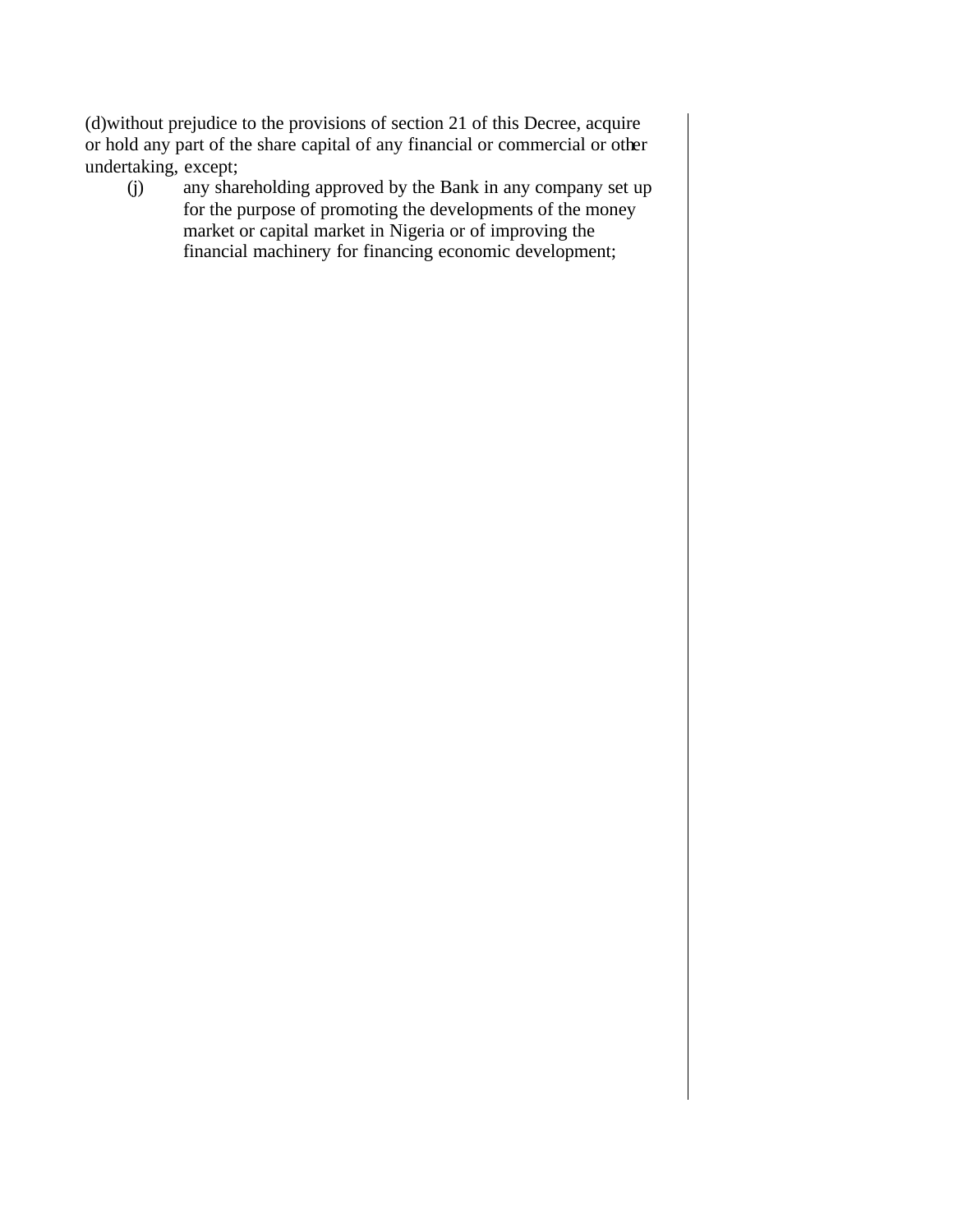(d)without prejudice to the provisions of section 21 of this Decree, acquire or hold any part of the share capital of any financial or commercial or other undertaking, except;

(j) any shareholding approved by the Bank in any company set up for the purpose of promoting the developments of the money market or capital market in Nigeria or of improving the financial machinery for financing economic development;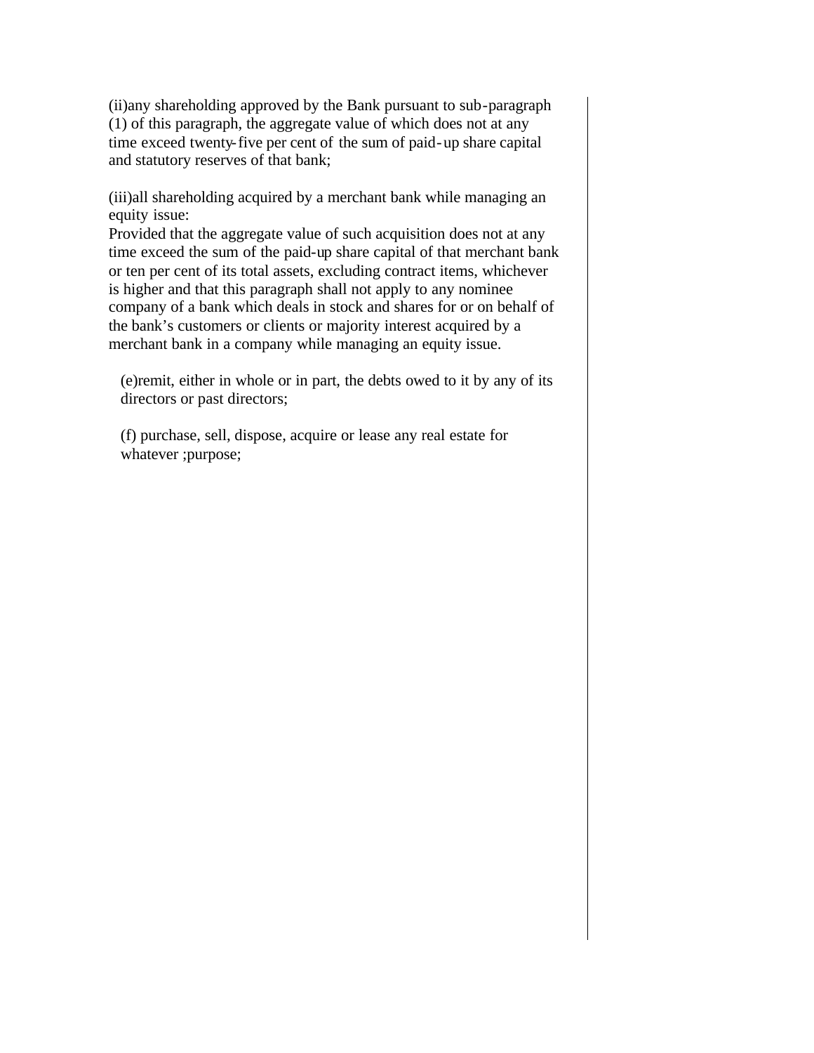(ii)any shareholding approved by the Bank pursuant to sub-paragraph (1) of this paragraph, the aggregate value of which does not at any time exceed twenty-five per cent of the sum of paid-up share capital and statutory reserves of that bank;

(iii)all shareholding acquired by a merchant bank while managing an equity issue:

Provided that the aggregate value of such acquisition does not at any time exceed the sum of the paid-up share capital of that merchant bank or ten per cent of its total assets, excluding contract items, whichever is higher and that this paragraph shall not apply to any nominee company of a bank which deals in stock and shares for or on behalf of the bank's customers or clients or majority interest acquired by a merchant bank in a company while managing an equity issue.

(e)remit, either in whole or in part, the debts owed to it by any of its directors or past directors;

(f) purchase, sell, dispose, acquire or lease any real estate for whatever ;purpose;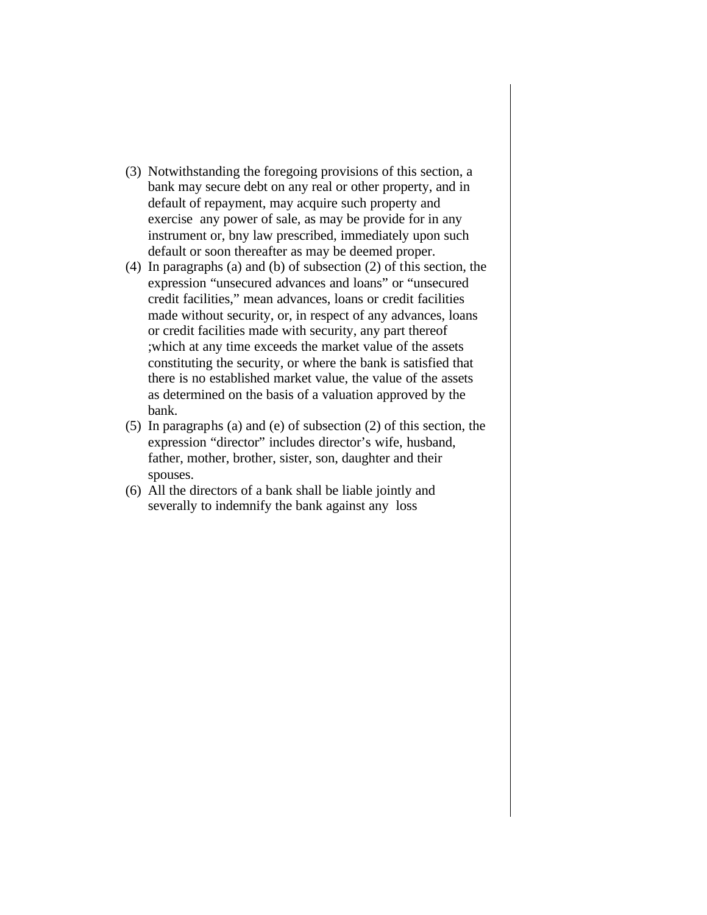(3) Notwithstanding the foregoing provisions of this section, a bank may secure debt on any real or other property, and in default of repayment, may acquire such property and exercise any power of sale, as may be provide for in any instrument or, bny law prescribed, immediately upon such default or soon thereafter as may be deemed proper.

(4) In paragraphs (a) and (b) of subsection (2) of this section, the expression "unsecured advances and loans" or "unsecured credit facilities," mean advances, loans or credit facilities made without security, or, in respect of any advances, loans or credit facilities made with security, any part thereof ;which at any time exceeds the market value of the assets constituting the security, or where the bank is satisfied that there is no established market value, the value of the assets as determined on the basis of a valuation approved by the bank.

(5) In paragraphs (a) and (e) of subsection (2) of this section, the expression "director" includes director's wife, husband, father, mother, brother, sister, son, daughter and their spouses.

(6) All the directors of a bank shall be liable jointly and severally to indemnify the bank against any loss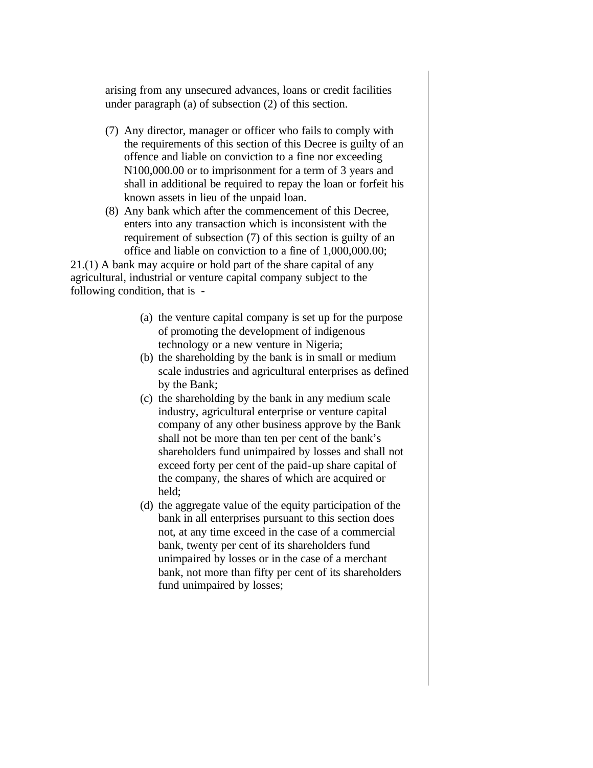arising from any unsecured advances, loans or credit facilities under paragraph (a) of subsection (2) of this section.

(7) Any director, manager or officer who fails to comply with the requirements of this section of this Decree is guilty of an offence and liable on conviction to a fine nor exceeding N100,000.00 or to imprisonment for a term of 3 years and shall in additional be required to repay the loan or forfeit his known assets in lieu of the unpaid loan.

(8) Any bank which after the commencement of this Decree, enters into any transaction which is inconsistent with the requirement of subsection (7) of this section is guilty of an office and liable on conviction to a fine of 1,000,000.00;

21.(1) A bank may acquire or hold part of the share capital of any agricultural, industrial or venture capital company subject to the following condition, that is -

(a) the venture capital company is set up for the purpose of promoting the development of indigenous technology or a new venture in Nigeria;

(b) the shareholding by the bank is in small or medium scale industries and agricultural enterprises as defined by the Bank;

(c) the shareholding by the bank in any medium scale industry, agricultural enterprise or venture capital company of any other business approve by the Bank shall not be more than ten per cent of the bank's shareholders fund unimpaired by losses and shall not exceed forty per cent of the paid-up share capital of the company, the shares of which are acquired or held;

(d) the aggregate value of the equity participation of the bank in all enterprises pursuant to this section does not, at any time exceed in the case of a commercial bank, twenty per cent of its shareholders fund unimpaired by losses or in the case of a merchant bank, not more than fifty per cent of its shareholders fund unimpaired by losses;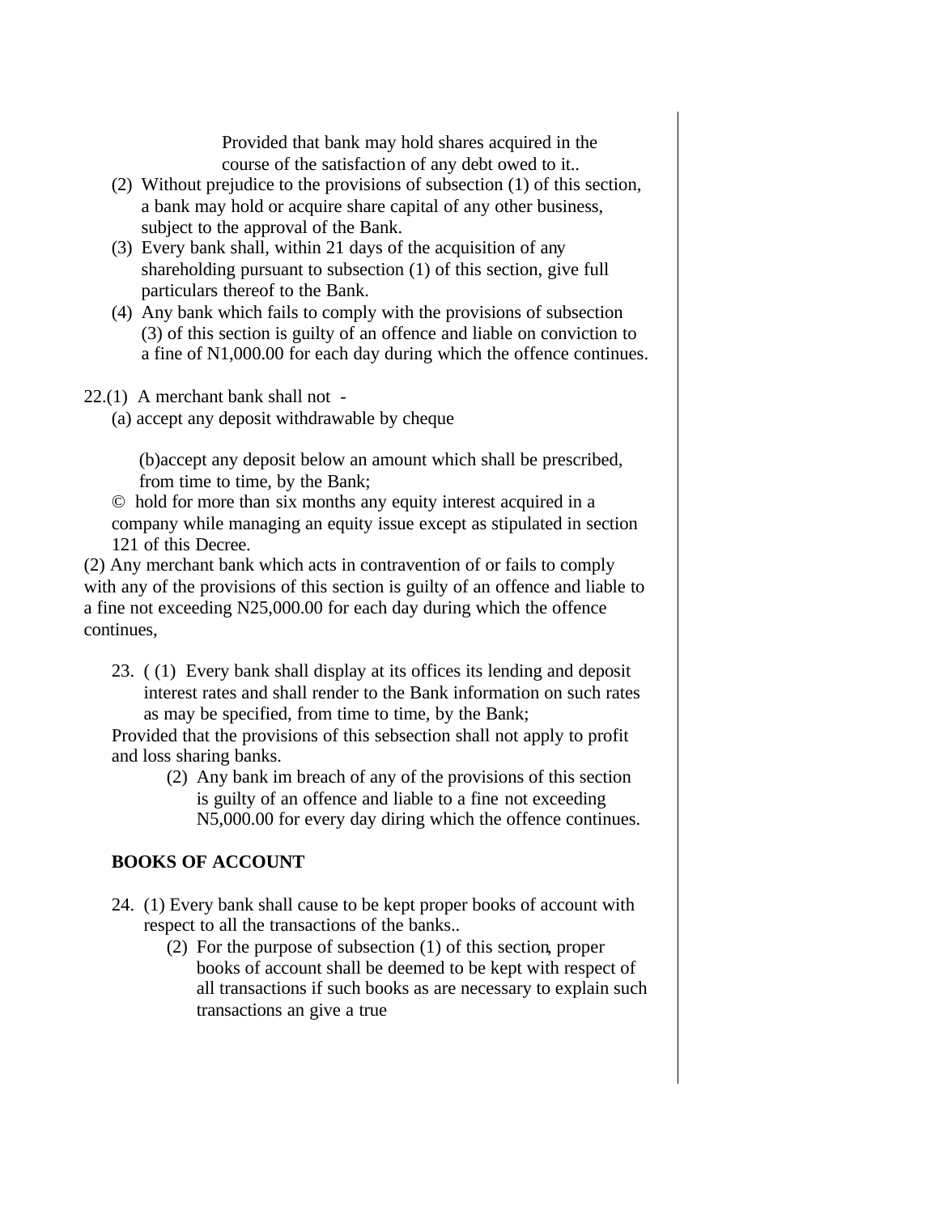Provided that bank may hold shares acquired in the course of the satisfaction of any debt owed to it..

(2) Without prejudice to the provisions of subsection (1) of this section, a bank may hold or acquire share capital of any other business, subject to the approval of the Bank.

(3) Every bank shall, within 21 days of the acquisition of any shareholding pursuant to subsection (1) of this section, give full particulars thereof to the Bank.

(4) Any bank which fails to comply with the provisions of subsection (3) of this section is guilty of an offence and liable on conviction to a fine of N1,000.00 for each day during which the offence continues.

22.(1) A merchant bank shall not -

(a) accept any deposit withdrawable by cheque

(b)accept any deposit below an amount which shall be prescribed, from time to time, by the Bank;

© hold for more than six months any equity interest acquired in a company while managing an equity issue except as stipulated in section 121 of this Decree.

(2) Any merchant bank which acts in contravention of or fails to comply with any of the provisions of this section is guilty of an offence and liable to a fine not exceeding N25,000.00 for each day during which the offence continues,

23. ( (1) Every bank shall display at its offices its lending and deposit interest rates and shall render to the Bank information on such rates as may be specified, from time to time, by the Bank;

Provided that the provisions of this sebsection shall not apply to profit and loss sharing banks.

(2) Any bank im breach of any of the provisions of this section is guilty of an offence and liable to a fine not exceeding N5,000.00 for every day diring which the offence continues.

**BOOKS OF ACCOUNT**

24. (1) Every bank shall cause to be kept proper books of account with respect to all the transactions of the banks..

(2) For the purpose of subsection (1) of this section, proper books of account shall be deemed to be kept with respect of all transactions if such books as are necessary to explain such transactions an give a true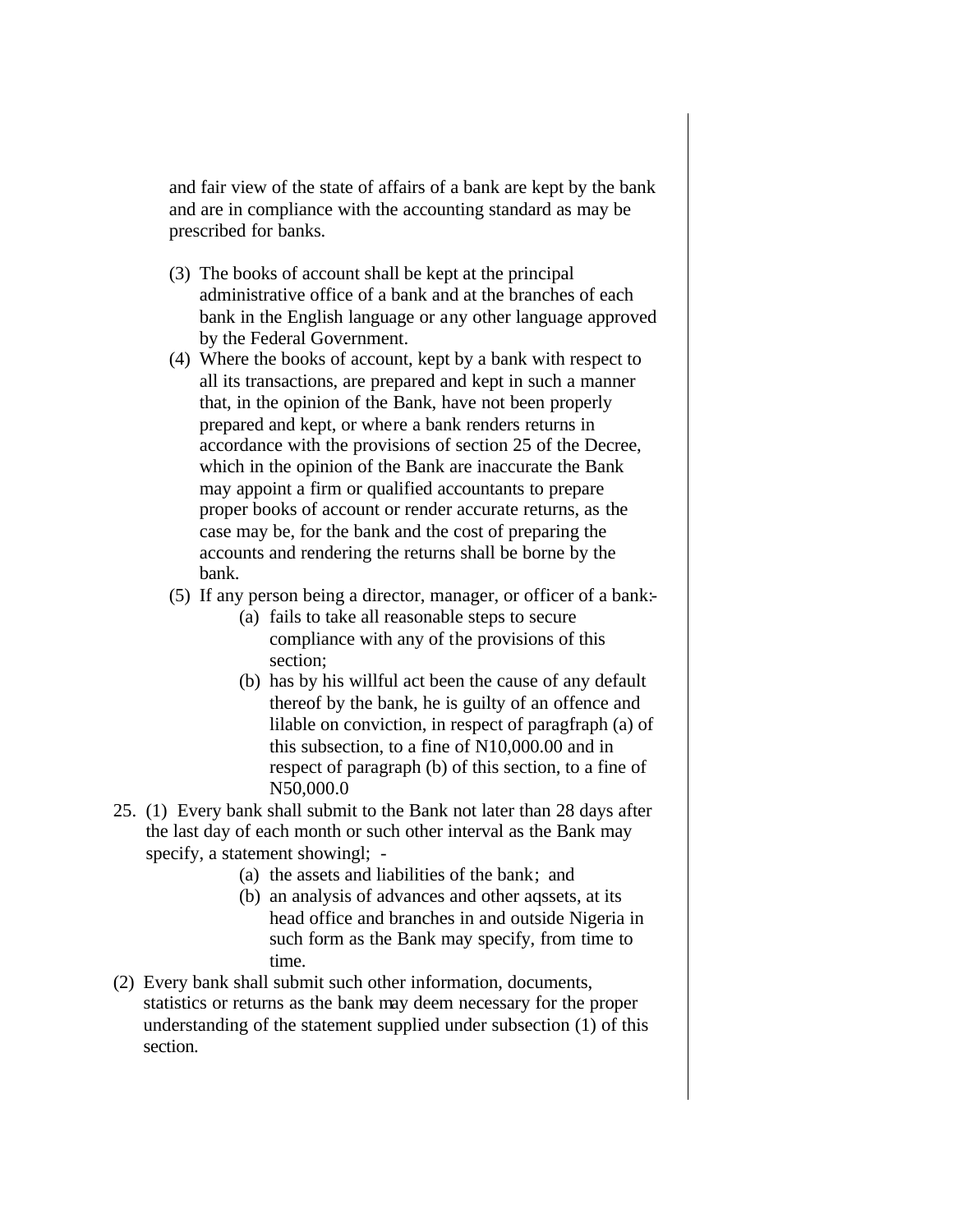and fair view of the state of affairs of a bank are kept by the bank and are in compliance with the accounting standard as may be prescribed for banks.

(3) The books of account shall be kept at the principal administrative office of a bank and at the branches of each bank in the English language or any other language approved by the Federal Government.

(4) Where the books of account, kept by a bank with respect to all its transactions, are prepared and kept in such a manner that, in the opinion of the Bank, have not been properly prepared and kept, or where a bank renders returns in accordance with the provisions of section 25 of the Decree, which in the opinion of the Bank are inaccurate the Bank may appoint a firm or qualified accountants to prepare proper books of account or render accurate returns, as the case may be, for the bank and the cost of preparing the accounts and rendering the returns shall be borne by the bank.

(5) If any person being a director, manager, or officer of a bank:-

- (a) fails to take all reasonable steps to secure compliance with any of the provisions of this section;
- (b) has by his willful act been the cause of any default thereof by the bank, he is guilty of an offence and lilable on conviction, in respect of paragfraph (a) of this subsection, to a fine of N10,000.00 and in respect of paragraph (b) of this section, to a fine of N50,000.0

25. (1) Every bank shall submit to the Bank not later than 28 days after the last day of each month or such other interval as the Bank may specify, a statement showingl; -

- (a) the assets and liabilities of the bank; and
- (b) an analysis of advances and other aqssets, at its head office and branches in and outside Nigeria in such form as the Bank may specify, from time to time.

(2) Every bank shall submit such other information, documents, statistics or returns as the bank may deem necessary for the proper understanding of the statement supplied under subsection (1) of this section.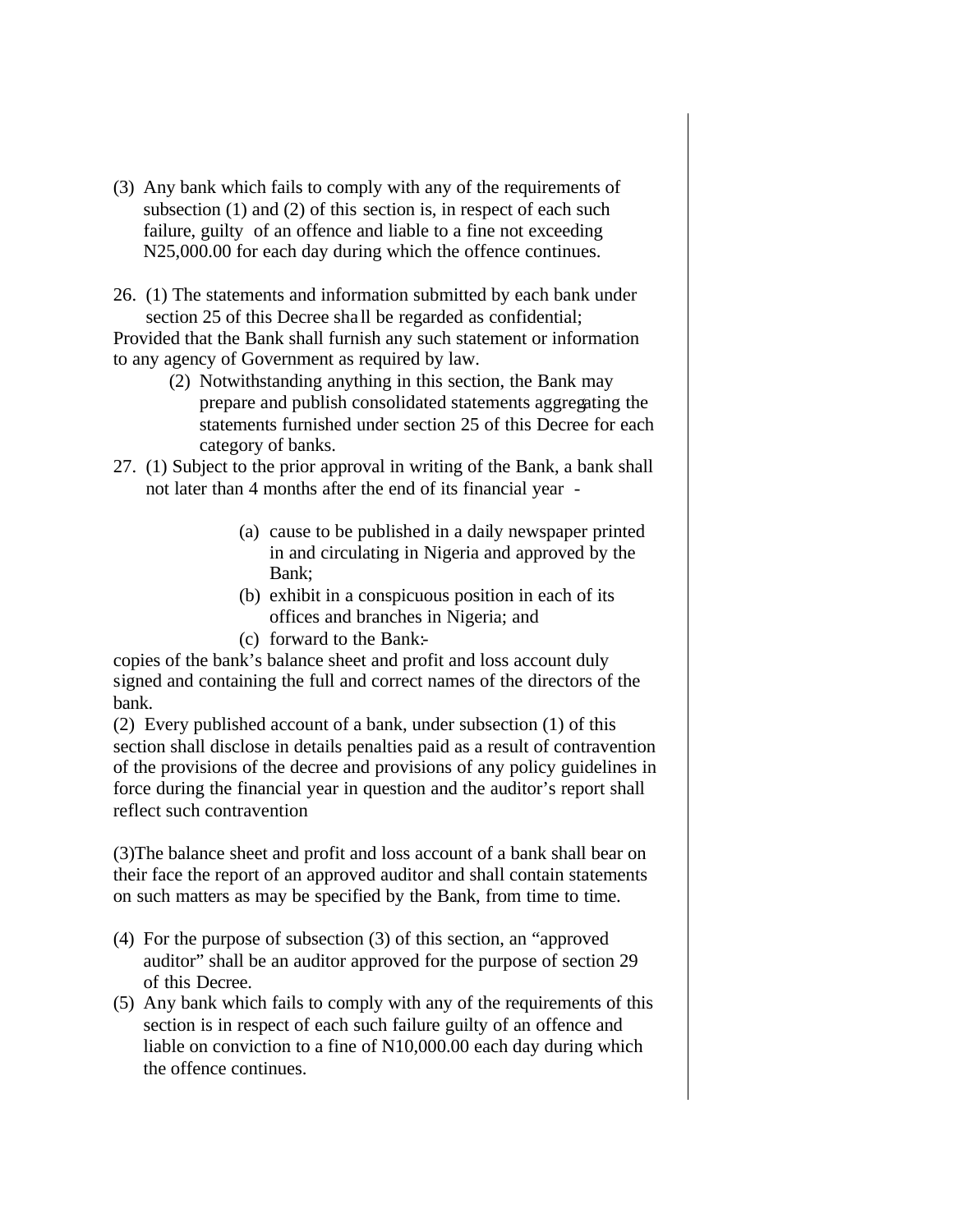(3) Any bank which fails to comply with any of the requirements of subsection (1) and (2) of this section is, in respect of each such failure, guilty of an offence and liable to a fine not exceeding N25,000.00 for each day during which the offence continues.

26. (1) The statements and information submitted by each bank under section 25 of this Decree shall be regarded as confidential;

Provided that the Bank shall furnish any such statement or information to any agency of Government as required by law.

(2) Notwithstanding anything in this section, the Bank may prepare and publish consolidated statements aggregating the statements furnished under section 25 of this Decree for each category of banks.

27. (1) Subject to the prior approval in writing of the Bank, a bank shall not later than 4 months after the end of its financial year -

(a) cause to be published in a daily newspaper printed in and circulating in Nigeria and approved by the Bank;

(b) exhibit in a conspicuous position in each of its offices and branches in Nigeria; and

(c) forward to the Bank:-

copies of the bank's balance sheet and profit and loss account duly signed and containing the full and correct names of the directors of the bank.

(2) Every published account of a bank, under subsection (1) of this section shall disclose in details penalties paid as a result of contravention of the provisions of the decree and provisions of any policy guidelines in force during the financial year in question and the auditor's report shall reflect such contravention

(3)The balance sheet and profit and loss account of a bank shall bear on their face the report of an approved auditor and shall contain statements on such matters as may be specified by the Bank, from time to time.

(4) For the purpose of subsection (3) of this section, an "approved auditor" shall be an auditor approved for the purpose of section 29 of this Decree.

(5) Any bank which fails to comply with any of the requirements of this section is in respect of each such failure guilty of an offence and liable on conviction to a fine of N10,000.00 each day during which the offence continues.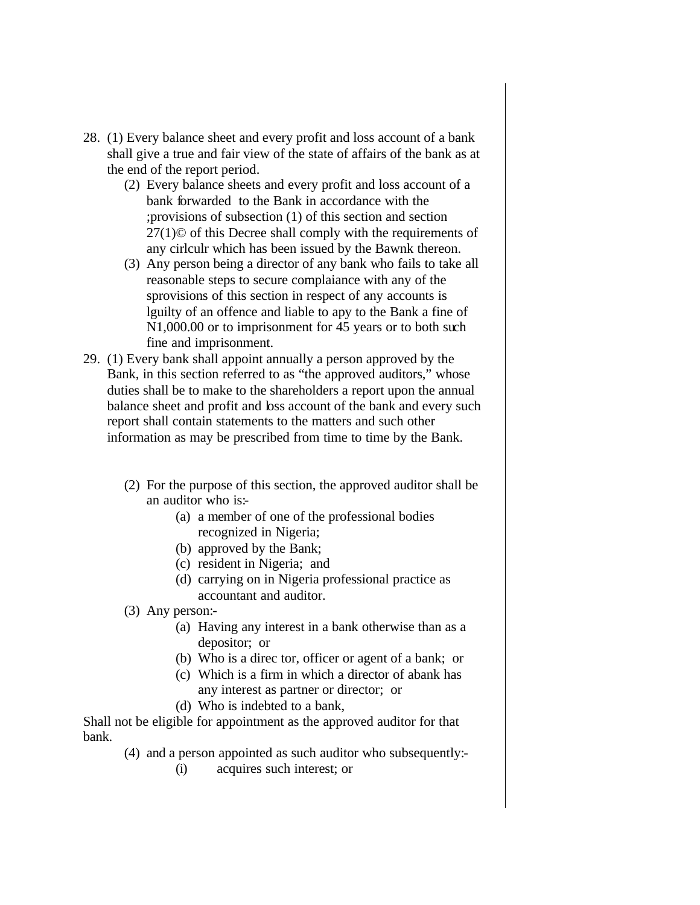28. (1) Every balance sheet and every profit and loss account of a bank shall give a true and fair view of the state of affairs of the bank as at the end of the report period.

    (2) Every balance sheets and every profit and loss account of a bank forwarded to the Bank in accordance with the ;provisions of subsection (1) of this section and section 27(1)© of this Decree shall comply with the requirements of any cirlculr which has been issued by the Bawnk thereon.

    (3) Any person being a director of any bank who fails to take all reasonable steps to secure complaiance with any of the sprovisions of this section in respect of any accounts is lguilty of an offence and liable to apy to the Bank a fine of N1,000.00 or to imprisonment for 45 years or to both such fine and imprisonment.

29. (1) Every bank shall appoint annually a person approved by the Bank, in this section referred to as "the approved auditors," whose duties shall be to make to the shareholders a report upon the annual balance sheet and profit and loss account of the bank and every such report shall contain statements to the matters and such other information as may be prescribed from time to time by the Bank.

    (2) For the purpose of this section, the approved auditor shall be an auditor who is:-
        (a) a member of one of the professional bodies recognized in Nigeria;
        (b) approved by the Bank;
        (c) resident in Nigeria; and
        (d) carrying on in Nigeria professional practice as accountant and auditor.

    (3) Any person:-
        (a) Having any interest in a bank otherwise than as a depositor; or
        (b) Who is a direc tor, officer or agent of a bank; or
        (c) Which is a firm in which a director of abank has any interest as partner or director; or
        (d) Who is indebted to a bank,

Shall not be eligible for appointment as the approved auditor for that bank.

    (4) and a person appointed as such auditor who subsequently:-
        (i) acquires such interest; or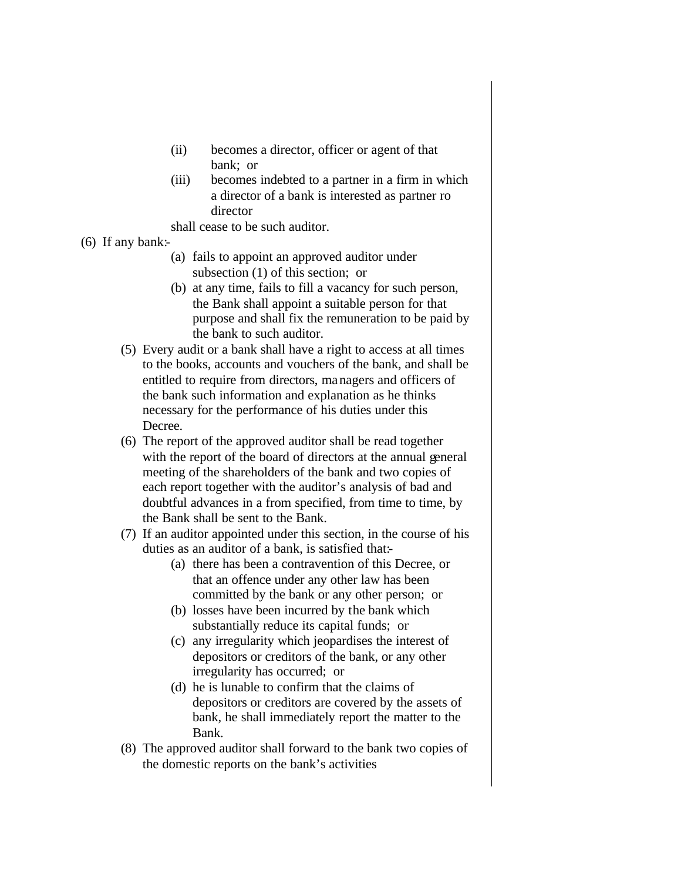(ii) becomes a director, officer or agent of that bank; or

(iii) becomes indebted to a partner in a firm in which a director of a bank is interested as partner ro director

shall cease to be such auditor.

(6) If any bank:-

(a) fails to appoint an approved auditor under subsection (1) of this section; or

(b) at any time, fails to fill a vacancy for such person, the Bank shall appoint a suitable person for that purpose and shall fix the remuneration to be paid by the bank to such auditor.

(5) Every audit or a bank shall have a right to access at all times to the books, accounts and vouchers of the bank, and shall be entitled to require from directors, managers and officers of the bank such information and explanation as he thinks necessary for the performance of his duties under this Decree.

(6) The report of the approved auditor shall be read together with the report of the board of directors at the annual general meeting of the shareholders of the bank and two copies of each report together with the auditor's analysis of bad and doubtful advances in a from specified, from time to time, by the Bank shall be sent to the Bank.

(7) If an auditor appointed under this section, in the course of his duties as an auditor of a bank, is satisfied that:-

(a) there has been a contravention of this Decree, or that an offence under any other law has been committed by the bank or any other person; or

(b) losses have been incurred by the bank which substantially reduce its capital funds; or

(c) any irregularity which jeopardises the interest of depositors or creditors of the bank, or any other irregularity has occurred; or

(d) he is lunable to confirm that the claims of depositors or creditors are covered by the assets of bank, he shall immediately report the matter to the Bank.

(8) The approved auditor shall forward to the bank two copies of the domestic reports on the bank's activities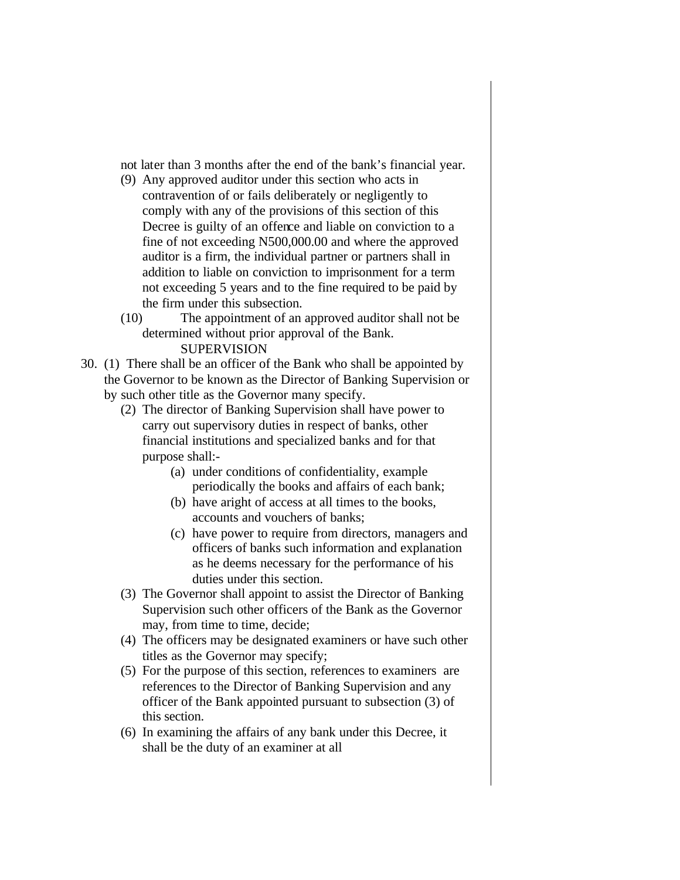not later than 3 months after the end of the bank's financial year.

(9) Any approved auditor under this section who acts in contravention of or fails deliberately or negligently to comply with any of the provisions of this section of this Decree is guilty of an offence and liable on conviction to a fine of not exceeding N500,000.00 and where the approved auditor is a firm, the individual partner or partners shall in addition to liable on conviction to imprisonment for a term not exceeding 5 years and to the fine required to be paid by the firm under this subsection.

(10) The appointment of an approved auditor shall not be determined without prior approval of the Bank.

SUPERVISION

30. (1) There shall be an officer of the Bank who shall be appointed by the Governor to be known as the Director of Banking Supervision or by such other title as the Governor many specify.

(2) The director of Banking Supervision shall have power to carry out supervisory duties in respect of banks, other financial institutions and specialized banks and for that purpose shall:-

(a) under conditions of confidentiality, example periodically the books and affairs of each bank;

(b) have aright of access at all times to the books, accounts and vouchers of banks;

(c) have power to require from directors, managers and officers of banks such information and explanation as he deems necessary for the performance of his duties under this section.

(3) The Governor shall appoint to assist the Director of Banking Supervision such other officers of the Bank as the Governor may, from time to time, decide;

(4) The officers may be designated examiners or have such other titles as the Governor may specify;

(5) For the purpose of this section, references to examiners are references to the Director of Banking Supervision and any officer of the Bank appointed pursuant to subsection (3) of this section.

(6) In examining the affairs of any bank under this Decree, it shall be the duty of an examiner at all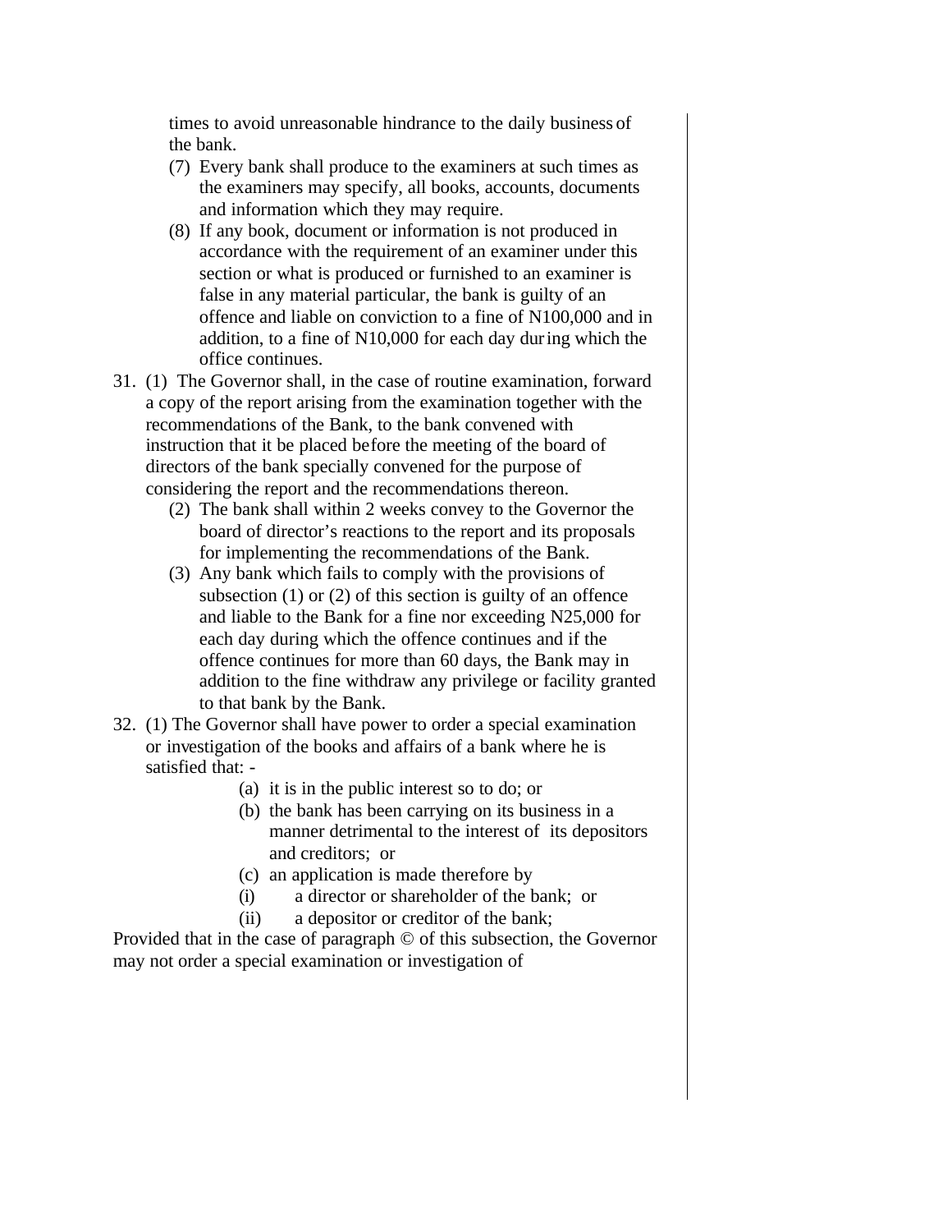times to avoid unreasonable hindrance to the daily business of the bank.

(7) Every bank shall produce to the examiners at such times as the examiners may specify, all books, accounts, documents and information which they may require.

(8) If any book, document or information is not produced in accordance with the requirement of an examiner under this section or what is produced or furnished to an examiner is false in any material particular, the bank is guilty of an offence and liable on conviction to a fine of N100,000 and in addition, to a fine of N10,000 for each day during which the office continues.

31. (1) The Governor shall, in the case of routine examination, forward a copy of the report arising from the examination together with the recommendations of the Bank, to the bank convened with instruction that it be placed before the meeting of the board of directors of the bank specially convened for the purpose of considering the report and the recommendations thereon.

(2) The bank shall within 2 weeks convey to the Governor the board of director's reactions to the report and its proposals for implementing the recommendations of the Bank.

(3) Any bank which fails to comply with the provisions of subsection (1) or (2) of this section is guilty of an offence and liable to the Bank for a fine nor exceeding N25,000 for each day during which the offence continues and if the offence continues for more than 60 days, the Bank may in addition to the fine withdraw any privilege or facility granted to that bank by the Bank.

32. (1) The Governor shall have power to order a special examination or investigation of the books and affairs of a bank where he is satisfied that: -

(a) it is in the public interest so to do; or

(b) the bank has been carrying on its business in a manner detrimental to the interest of its depositors and creditors; or

(c) an application is made therefore by

(i) a director or shareholder of the bank; or

(ii) a depositor or creditor of the bank;

Provided that in the case of paragraph © of this subsection, the Governor may not order a special examination or investigation of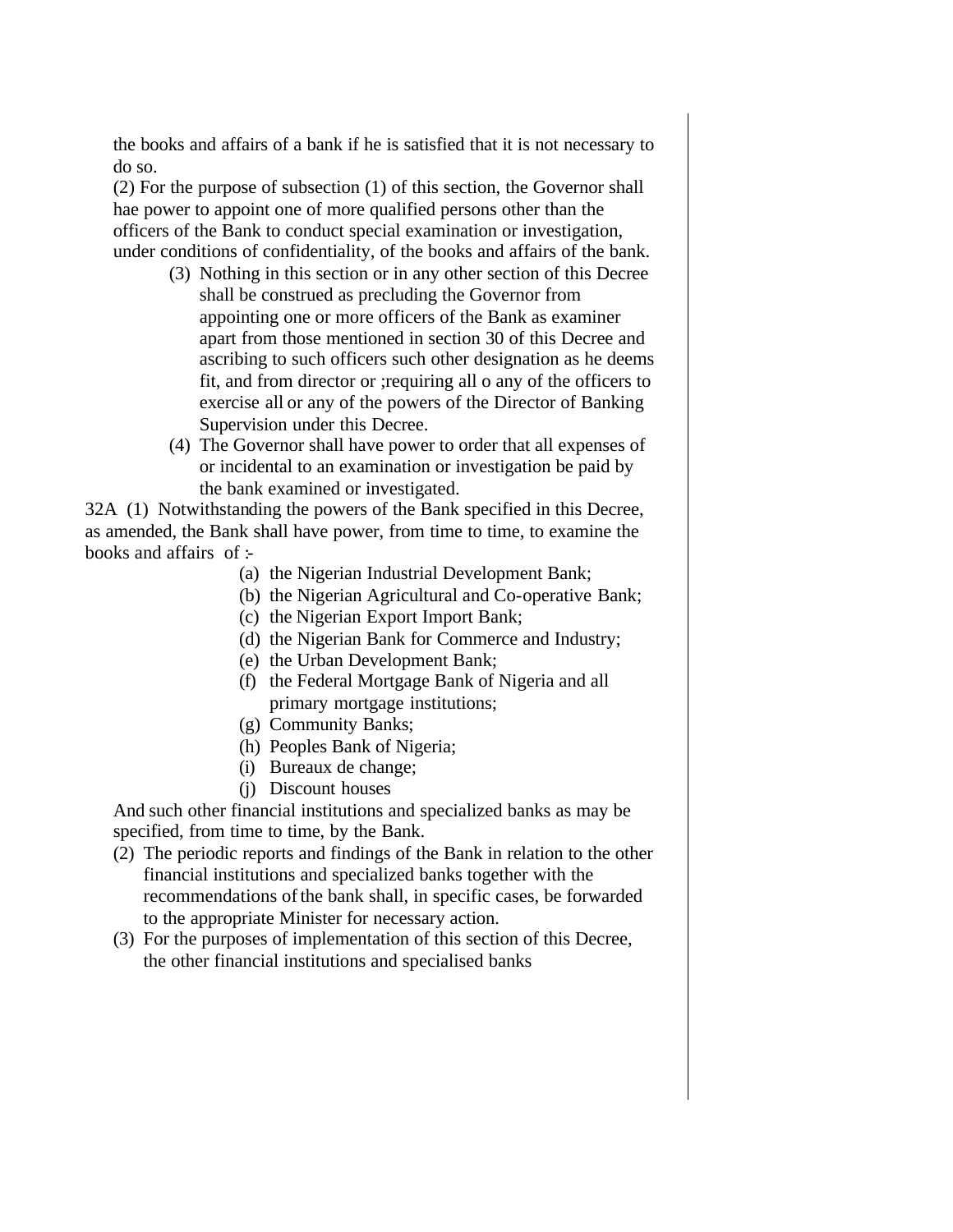the books and affairs of a bank if he is satisfied that it is not necessary to do so.

(2) For the purpose of subsection (1) of this section, the Governor shall hae power to appoint one of more qualified persons other than the officers of the Bank to conduct special examination or investigation, under conditions of confidentiality, of the books and affairs of the bank.

(3) Nothing in this section or in any other section of this Decree shall be construed as precluding the Governor from appointing one or more officers of the Bank as examiner apart from those mentioned in section 30 of this Decree and ascribing to such officers such other designation as he deems fit, and from director or ;requiring all o any of the officers to exercise all or any of the powers of the Director of Banking Supervision under this Decree.

(4) The Governor shall have power to order that all expenses of or incidental to an examination or investigation be paid by the bank examined or investigated.

32A (1) Notwithstanding the powers of the Bank specified in this Decree, as amended, the Bank shall have power, from time to time, to examine the books and affairs of :-

(a) the Nigerian Industrial Development Bank;
(b) the Nigerian Agricultural and Co-operative Bank;
(c) the Nigerian Export Import Bank;
(d) the Nigerian Bank for Commerce and Industry;
(e) the Urban Development Bank;
(f) the Federal Mortgage Bank of Nigeria and all primary mortgage institutions;
(g) Community Banks;
(h) Peoples Bank of Nigeria;
(i) Bureaux de change;
(j) Discount houses

And such other financial institutions and specialized banks as may be specified, from time to time, by the Bank.

(2) The periodic reports and findings of the Bank in relation to the other financial institutions and specialized banks together with the recommendations of the bank shall, in specific cases, be forwarded to the appropriate Minister for necessary action.

(3) For the purposes of implementation of this section of this Decree, the other financial institutions and specialised banks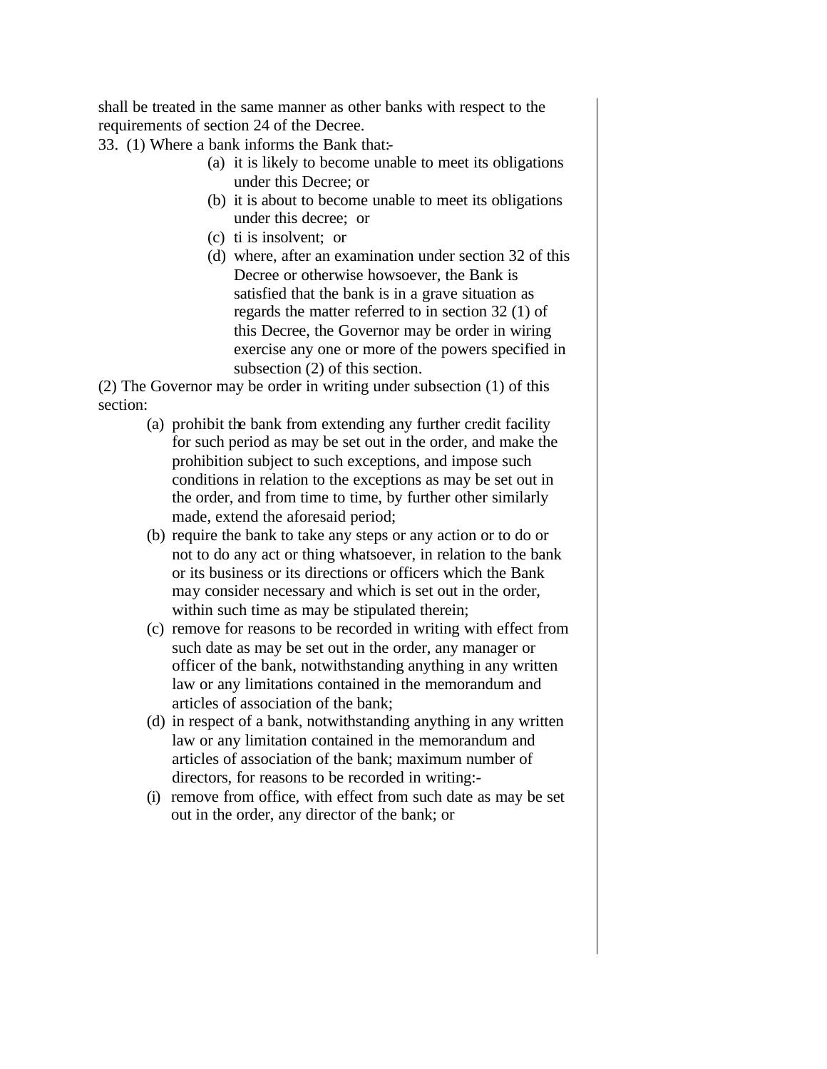shall be treated in the same manner as other banks with respect to the requirements of section 24 of the Decree.

33. (1) Where a bank informs the Bank that:-

(a) it is likely to become unable to meet its obligations under this Decree; or

(b) it is about to become unable to meet its obligations under this decree; or

(c) ti is insolvent; or

(d) where, after an examination under section 32 of this Decree or otherwise howsoever, the Bank is satisfied that the bank is in a grave situation as regards the matter referred to in section 32 (1) of this Decree, the Governor may be order in wiring exercise any one or more of the powers specified in subsection (2) of this section.

(2) The Governor may be order in writing under subsection (1) of this section:

(a) prohibit the bank from extending any further credit facility for such period as may be set out in the order, and make the prohibition subject to such exceptions, and impose such conditions in relation to the exceptions as may be set out in the order, and from time to time, by further other similarly made, extend the aforesaid period;

(b) require the bank to take any steps or any action or to do or not to do any act or thing whatsoever, in relation to the bank or its business or its directions or officers which the Bank may consider necessary and which is set out in the order, within such time as may be stipulated therein;

(c) remove for reasons to be recorded in writing with effect from such date as may be set out in the order, any manager or officer of the bank, notwithstanding anything in any written law or any limitations contained in the memorandum and articles of association of the bank;

(d) in respect of a bank, notwithstanding anything in any written law or any limitation contained in the memorandum and articles of association of the bank; maximum number of directors, for reasons to be recorded in writing:-

(i) remove from office, with effect from such date as may be set out in the order, any director of the bank; or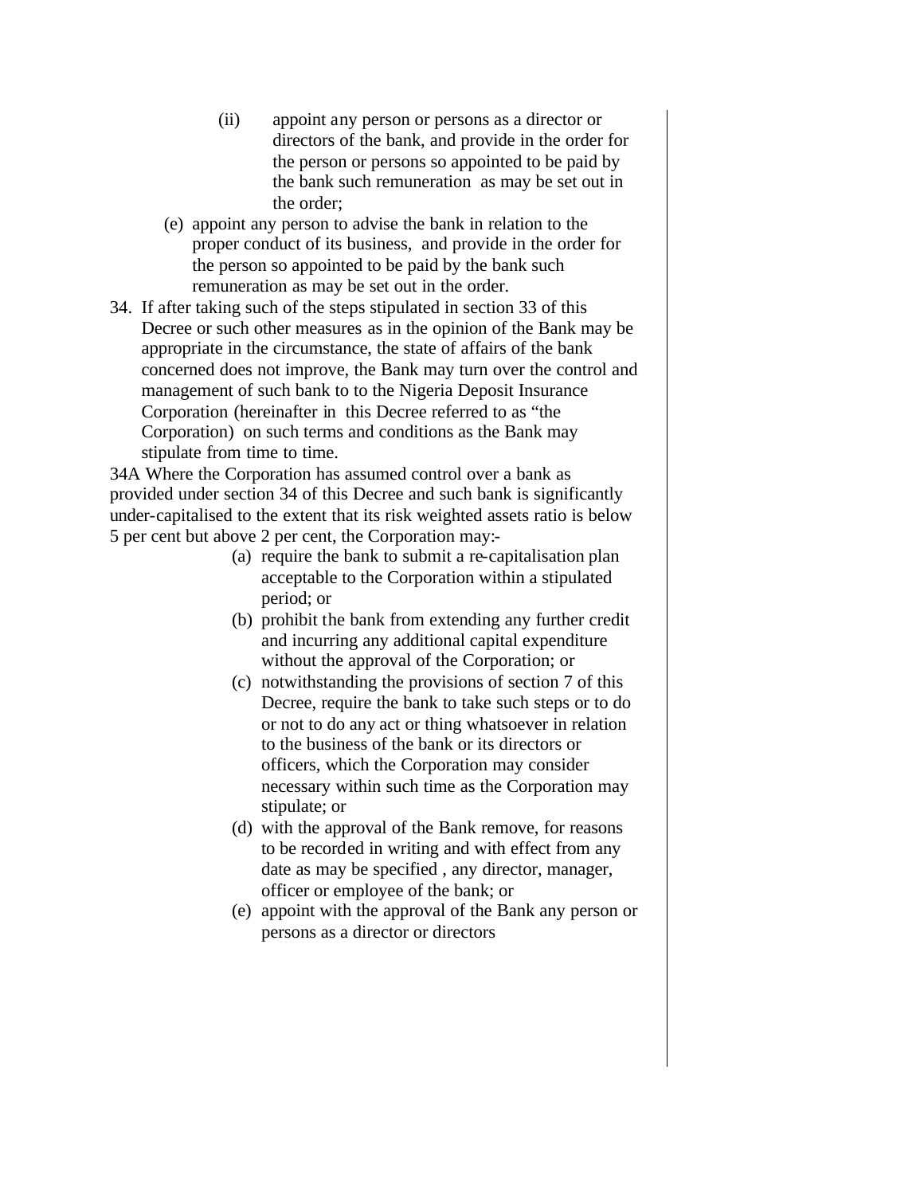(ii) appoint any person or persons as a director or directors of the bank, and provide in the order for the person or persons so appointed to be paid by the bank such remuneration as may be set out in the order;

(e) appoint any person to advise the bank in relation to the proper conduct of its business, and provide in the order for the person so appointed to be paid by the bank such remuneration as may be set out in the order.

34. If after taking such of the steps stipulated in section 33 of this Decree or such other measures as in the opinion of the Bank may be appropriate in the circumstance, the state of affairs of the bank concerned does not improve, the Bank may turn over the control and management of such bank to to the Nigeria Deposit Insurance Corporation (hereinafter in this Decree referred to as "the Corporation) on such terms and conditions as the Bank may stipulate from time to time.

34A Where the Corporation has assumed control over a bank as provided under section 34 of this Decree and such bank is significantly under-capitalised to the extent that its risk weighted assets ratio is below 5 per cent but above 2 per cent, the Corporation may:-

(a) require the bank to submit a re-capitalisation plan acceptable to the Corporation within a stipulated period; or

(b) prohibit the bank from extending any further credit and incurring any additional capital expenditure without the approval of the Corporation; or

(c) notwithstanding the provisions of section 7 of this Decree, require the bank to take such steps or to do or not to do any act or thing whatsoever in relation to the business of the bank or its directors or officers, which the Corporation may consider necessary within such time as the Corporation may stipulate; or

(d) with the approval of the Bank remove, for reasons to be recorded in writing and with effect from any date as may be specified , any director, manager, officer or employee of the bank; or

(e) appoint with the approval of the Bank any person or persons as a director or directors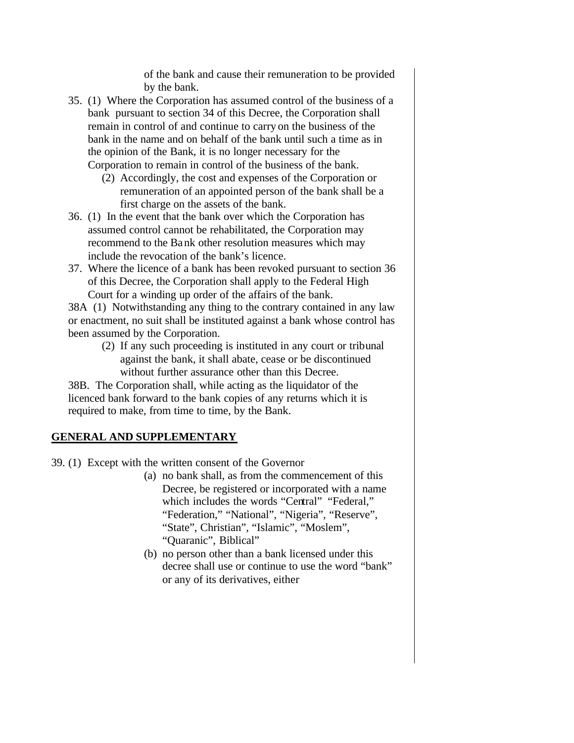of the bank and cause their remuneration to be provided by the bank.

35. (1) Where the Corporation has assumed control of the business of a bank pursuant to section 34 of this Decree, the Corporation shall remain in control of and continue to carry on the business of the bank in the name and on behalf of the bank until such a time as in the opinion of the Bank, it is no longer necessary for the Corporation to remain in control of the business of the bank.

    (2) Accordingly, the cost and expenses of the Corporation or remuneration of an appointed person of the bank shall be a first charge on the assets of the bank.

36. (1) In the event that the bank over which the Corporation has assumed control cannot be rehabilitated, the Corporation may recommend to the Bank other resolution measures which may include the revocation of the bank's licence.

37. Where the licence of a bank has been revoked pursuant to section 36 of this Decree, the Corporation shall apply to the Federal High Court for a winding up order of the affairs of the bank.

38A (1) Notwithstanding any thing to the contrary contained in any law or enactment, no suit shall be instituted against a bank whose control has been assumed by the Corporation.

    (2) If any such proceeding is instituted in any court or tribunal against the bank, it shall abate, cease or be discontinued without further assurance other than this Decree.

38B. The Corporation shall, while acting as the liquidator of the licenced bank forward to the bank copies of any returns which it is required to make, from time to time, by the Bank.

## GENERAL AND SUPPLEMENTARY

39. (1) Except with the written consent of the Governor

    (a) no bank shall, as from the commencement of this Decree, be registered or incorporated with a name which includes the words "Central" "Federal," "Federation," "National", "Nigeria", "Reserve", "State", Christian", "Islamic", "Moslem", "Quaranic", Biblical"

    (b) no person other than a bank licensed under this decree shall use or continue to use the word "bank" or any of its derivatives, either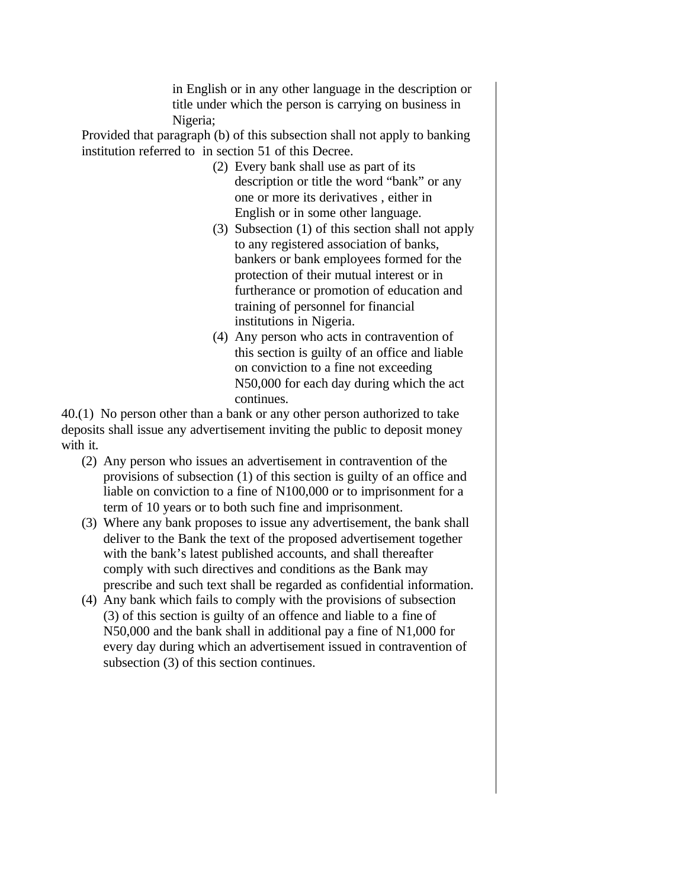in English or in any other language in the description or title under which the person is carrying on business in Nigeria;

Provided that paragraph (b) of this subsection shall not apply to banking institution referred to in section 51 of this Decree.

(2) Every bank shall use as part of its description or title the word "bank" or any one or more its derivatives , either in English or in some other language.

(3) Subsection (1) of this section shall not apply to any registered association of banks, bankers or bank employees formed for the protection of their mutual interest or in furtherance or promotion of education and training of personnel for financial institutions in Nigeria.

(4) Any person who acts in contravention of this section is guilty of an office and liable on conviction to a fine not exceeding N50,000 for each day during which the act continues.

40.(1) No person other than a bank or any other person authorized to take deposits shall issue any advertisement inviting the public to deposit money with it.

(2) Any person who issues an advertisement in contravention of the provisions of subsection (1) of this section is guilty of an office and liable on conviction to a fine of N100,000 or to imprisonment for a term of 10 years or to both such fine and imprisonment.

(3) Where any bank proposes to issue any advertisement, the bank shall deliver to the Bank the text of the proposed advertisement together with the bank's latest published accounts, and shall thereafter comply with such directives and conditions as the Bank may prescribe and such text shall be regarded as confidential information.

(4) Any bank which fails to comply with the provisions of subsection (3) of this section is guilty of an offence and liable to a fine of N50,000 and the bank shall in additional pay a fine of N1,000 for every day during which an advertisement issued in contravention of subsection (3) of this section continues.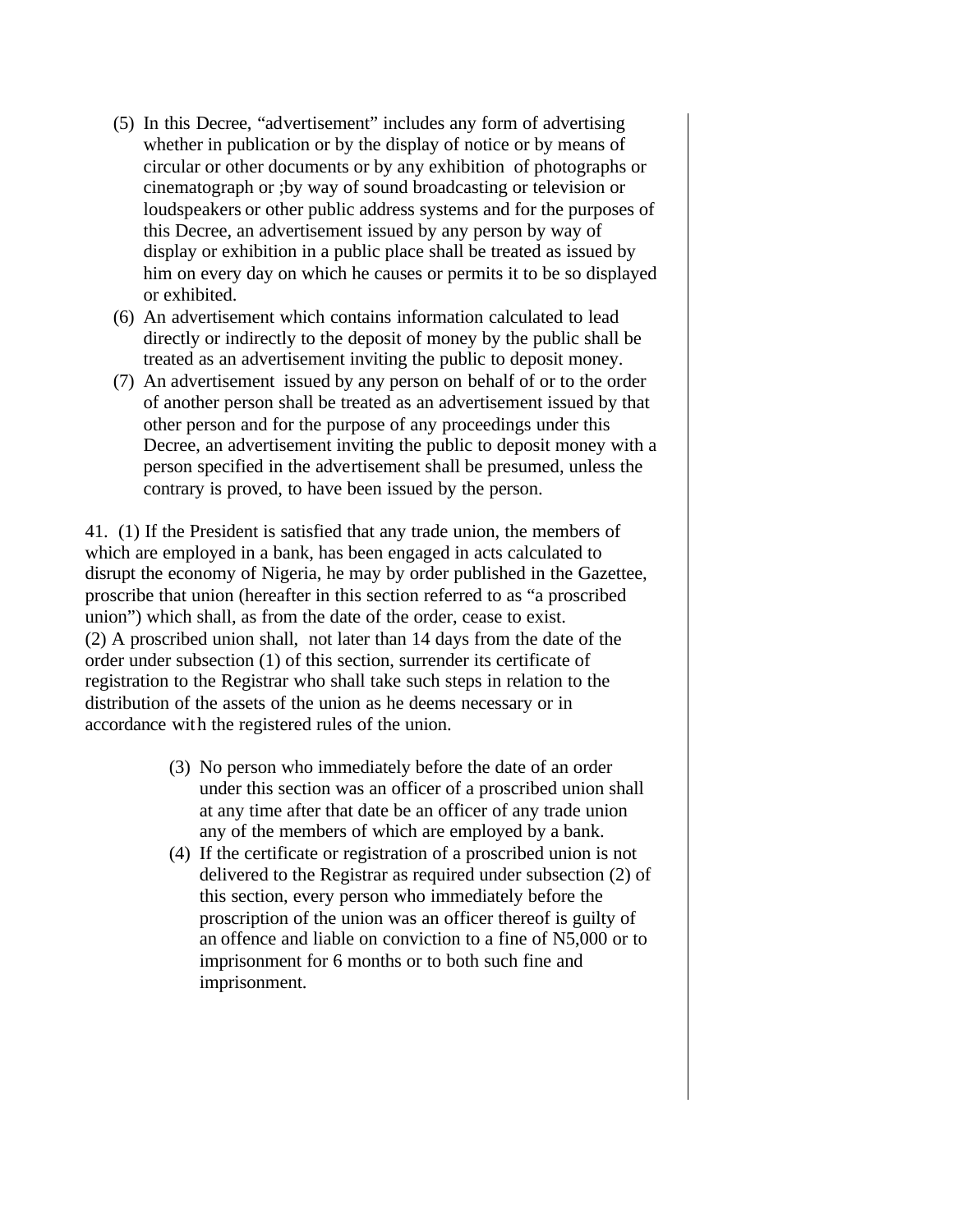(5) In this Decree, "advertisement" includes any form of advertising whether in publication or by the display of notice or by means of circular or other documents or by any exhibition of photographs or cinematograph or ;by way of sound broadcasting or television or loudspeakers or other public address systems and for the purposes of this Decree, an advertisement issued by any person by way of display or exhibition in a public place shall be treated as issued by him on every day on which he causes or permits it to be so displayed or exhibited.

(6) An advertisement which contains information calculated to lead directly or indirectly to the deposit of money by the public shall be treated as an advertisement inviting the public to deposit money.

(7) An advertisement issued by any person on behalf of or to the order of another person shall be treated as an advertisement issued by that other person and for the purpose of any proceedings under this Decree, an advertisement inviting the public to deposit money with a person specified in the advertisement shall be presumed, unless the contrary is proved, to have been issued by the person.

41. (1) If the President is satisfied that any trade union, the members of which are employed in a bank, has been engaged in acts calculated to disrupt the economy of Nigeria, he may by order published in the Gazettee, proscribe that union (hereafter in this section referred to as "a proscribed union") which shall, as from the date of the order, cease to exist.
(2) A proscribed union shall, not later than 14 days from the date of the order under subsection (1) of this section, surrender its certificate of registration to the Registrar who shall take such steps in relation to the distribution of the assets of the union as he deems necessary or in accordance with the registered rules of the union.

(3) No person who immediately before the date of an order under this section was an officer of a proscribed union shall at any time after that date be an officer of any trade union any of the members of which are employed by a bank.

(4) If the certificate or registration of a proscribed union is not delivered to the Registrar as required under subsection (2) of this section, every person who immediately before the proscription of the union was an officer thereof is guilty of an offence and liable on conviction to a fine of N5,000 or to imprisonment for 6 months or to both such fine and imprisonment.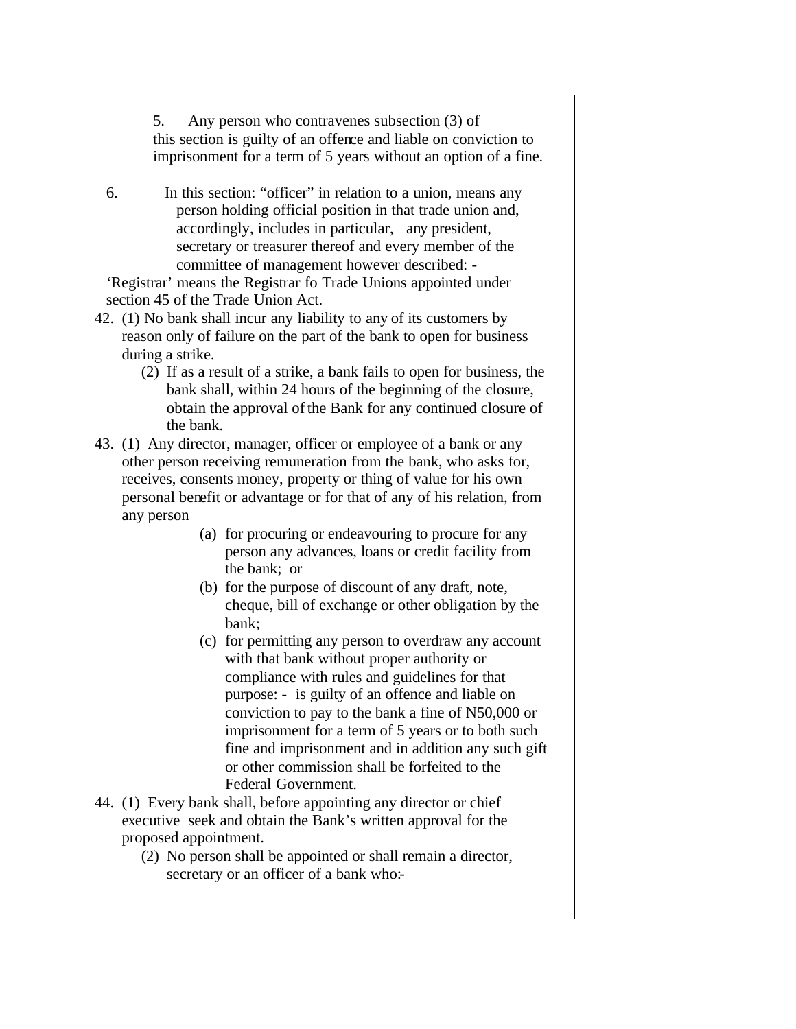5. Any person who contravenes subsection (3) of this section is guilty of an offence and liable on conviction to imprisonment for a term of 5 years without an option of a fine.

6. In this section: "officer" in relation to a union, means any person holding official position in that trade union and, accordingly, includes in particular, any president, secretary or treasurer thereof and every member of the committee of management however described: -

'Registrar' means the Registrar fo Trade Unions appointed under section 45 of the Trade Union Act.

42. (1) No bank shall incur any liability to any of its customers by reason only of failure on the part of the bank to open for business during a strike.

    (2) If as a result of a strike, a bank fails to open for business, the bank shall, within 24 hours of the beginning of the closure, obtain the approval of the Bank for any continued closure of the bank.

43. (1) Any director, manager, officer or employee of a bank or any other person receiving remuneration from the bank, who asks for, receives, consents money, property or thing of value for his own personal benefit or advantage or for that of any of his relation, from any person

    (a) for procuring or endeavouring to procure for any person any advances, loans or credit facility from the bank; or

    (b) for the purpose of discount of any draft, note, cheque, bill of exchange or other obligation by the bank;

    (c) for permitting any person to overdraw any account with that bank without proper authority or compliance with rules and guidelines for that purpose: - is guilty of an offence and liable on conviction to pay to the bank a fine of N50,000 or imprisonment for a term of 5 years or to both such fine and imprisonment and in addition any such gift or other commission shall be forfeited to the Federal Government.

44. (1) Every bank shall, before appointing any director or chief executive seek and obtain the Bank's written approval for the proposed appointment.

    (2) No person shall be appointed or shall remain a director, secretary or an officer of a bank who:-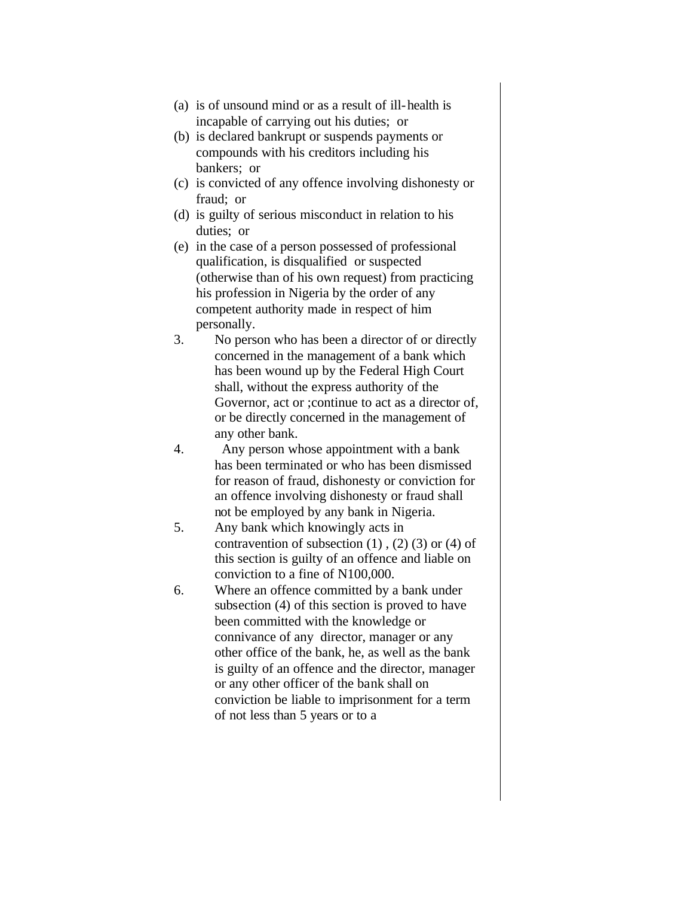(a) is of unsound mind or as a result of ill-health is incapable of carrying out his duties; or
(b) is declared bankrupt or suspends payments or compounds with his creditors including his bankers; or
(c) is convicted of any offence involving dishonesty or fraud; or
(d) is guilty of serious misconduct in relation to his duties; or
(e) in the case of a person possessed of professional qualification, is disqualified or suspected (otherwise than of his own request) from practicing his profession in Nigeria by the order of any competent authority made in respect of him personally.

3. No person who has been a director of or directly concerned in the management of a bank which has been wound up by the Federal High Court shall, without the express authority of the Governor, act or ;continue to act as a director of, or be directly concerned in the management of any other bank.

4. Any person whose appointment with a bank has been terminated or who has been dismissed for reason of fraud, dishonesty or conviction for an offence involving dishonesty or fraud shall not be employed by any bank in Nigeria.

5. Any bank which knowingly acts in contravention of subsection (1) , (2) (3) or (4) of this section is guilty of an offence and liable on conviction to a fine of N100,000.

6. Where an offence committed by a bank under subsection (4) of this section is proved to have been committed with the knowledge or connivance of any director, manager or any other office of the bank, he, as well as the bank is guilty of an offence and the director, manager or any other officer of the bank shall on conviction be liable to imprisonment for a term of not less than 5 years or to a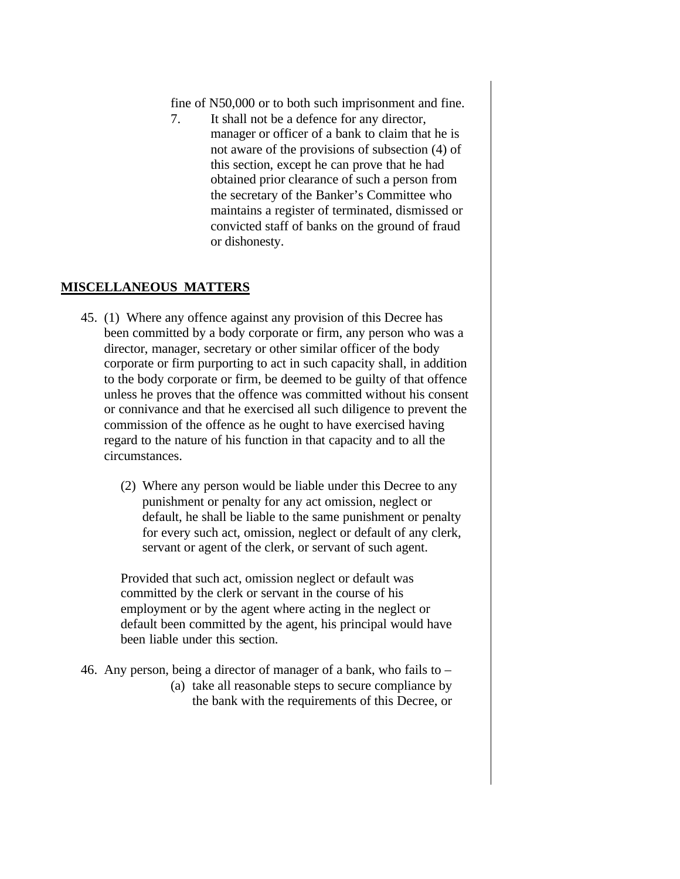fine of N50,000 or to both such imprisonment and fine.

7. It shall not be a defence for any director, manager or officer of a bank to claim that he is not aware of the provisions of subsection (4) of this section, except he can prove that he had obtained prior clearance of such a person from the secretary of the Banker's Committee who maintains a register of terminated, dismissed or convicted staff of banks on the ground of fraud or dishonesty.

## MISCELLANEOUS MATTERS

45. (1) Where any offence against any provision of this Decree has been committed by a body corporate or firm, any person who was a director, manager, secretary or other similar officer of the body corporate or firm purporting to act in such capacity shall, in addition to the body corporate or firm, be deemed to be guilty of that offence unless he proves that the offence was committed without his consent or connivance and that he exercised all such diligence to prevent the commission of the offence as he ought to have exercised having regard to the nature of his function in that capacity and to all the circumstances.

(2) Where any person would be liable under this Decree to any punishment or penalty for any act omission, neglect or default, he shall be liable to the same punishment or penalty for every such act, omission, neglect or default of any clerk, servant or agent of the clerk, or servant of such agent.

Provided that such act, omission neglect or default was committed by the clerk or servant in the course of his employment or by the agent where acting in the neglect or default been committed by the agent, his principal would have been liable under this section.

46. Any person, being a director of manager of a bank, who fails to –

(a) take all reasonable steps to secure compliance by the bank with the requirements of this Decree, or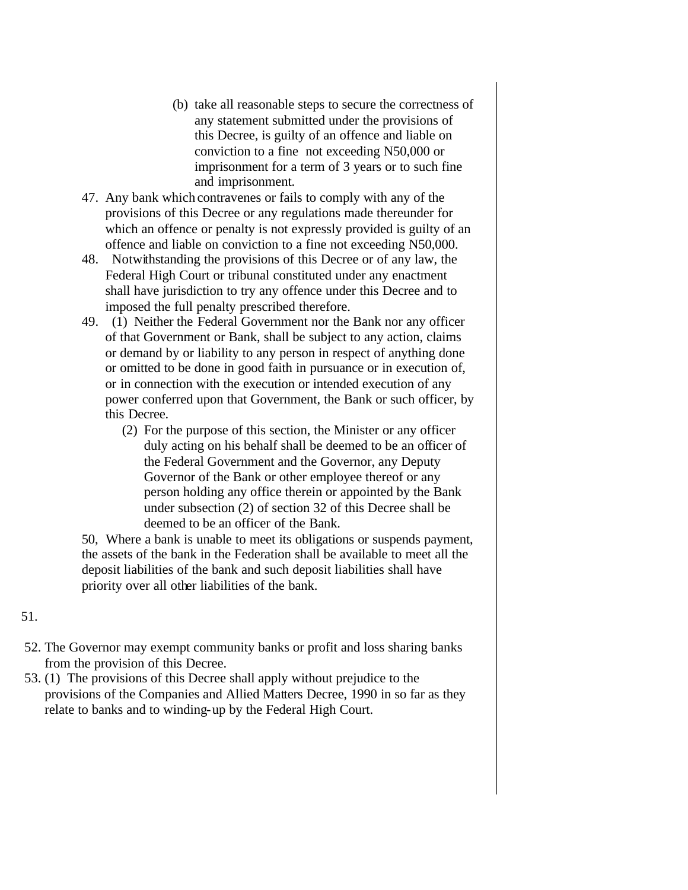(b) take all reasonable steps to secure the correctness of any statement submitted under the provisions of this Decree, is guilty of an offence and liable on conviction to a fine not exceeding N50,000 or imprisonment for a term of 3 years or to such fine and imprisonment.

47. Any bank which contravenes or fails to comply with any of the provisions of this Decree or any regulations made thereunder for which an offence or penalty is not expressly provided is guilty of an offence and liable on conviction to a fine not exceeding N50,000.

48. Notwithstanding the provisions of this Decree or of any law, the Federal High Court or tribunal constituted under any enactment shall have jurisdiction to try any offence under this Decree and to imposed the full penalty prescribed therefore.

49. (1) Neither the Federal Government nor the Bank nor any officer of that Government or Bank, shall be subject to any action, claims or demand by or liability to any person in respect of anything done or omitted to be done in good faith in pursuance or in execution of, or in connection with the execution or intended execution of any power conferred upon that Government, the Bank or such officer, by this Decree.

(2) For the purpose of this section, the Minister or any officer duly acting on his behalf shall be deemed to be an officer of the Federal Government and the Governor, any Deputy Governor of the Bank or other employee thereof or any person holding any office therein or appointed by the Bank under subsection (2) of section 32 of this Decree shall be deemed to be an officer of the Bank.

50, Where a bank is unable to meet its obligations or suspends payment, the assets of the bank in the Federation shall be available to meet all the deposit liabilities of the bank and such deposit liabilities shall have priority over all other liabilities of the bank.

51.

52. The Governor may exempt community banks or profit and loss sharing banks from the provision of this Decree.

53. (1) The provisions of this Decree shall apply without prejudice to the provisions of the Companies and Allied Matters Decree, 1990 in so far as they relate to banks and to winding-up by the Federal High Court.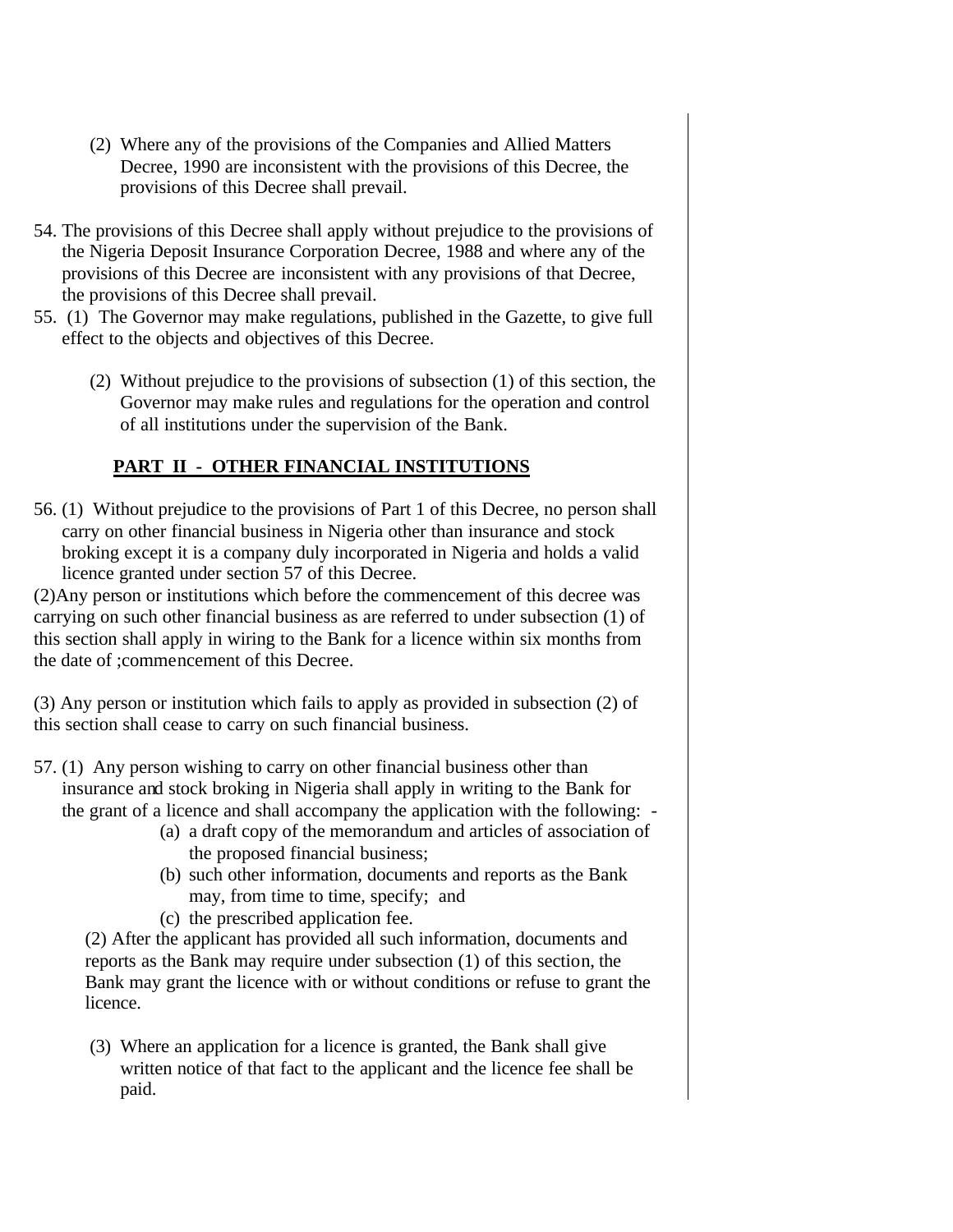(2) Where any of the provisions of the Companies and Allied Matters Decree, 1990 are inconsistent with the provisions of this Decree, the provisions of this Decree shall prevail.

54. The provisions of this Decree shall apply without prejudice to the provisions of the Nigeria Deposit Insurance Corporation Decree, 1988 and where any of the provisions of this Decree are inconsistent with any provisions of that Decree, the provisions of this Decree shall prevail.

55. (1) The Governor may make regulations, published in the Gazette, to give full effect to the objects and objectives of this Decree.

(2) Without prejudice to the provisions of subsection (1) of this section, the Governor may make rules and regulations for the operation and control of all institutions under the supervision of the Bank.

## PART II - OTHER FINANCIAL INSTITUTIONS

56. (1) Without prejudice to the provisions of Part 1 of this Decree, no person shall carry on other financial business in Nigeria other than insurance and stock broking except it is a company duly incorporated in Nigeria and holds a valid licence granted under section 57 of this Decree.

(2)Any person or institutions which before the commencement of this decree was carrying on such other financial business as are referred to under subsection (1) of this section shall apply in wiring to the Bank for a licence within six months from the date of ;commencement of this Decree.

(3) Any person or institution which fails to apply as provided in subsection (2) of this section shall cease to carry on such financial business.

57. (1) Any person wishing to carry on other financial business other than insurance and stock broking in Nigeria shall apply in writing to the Bank for the grant of a licence and shall accompany the application with the following: -

(a) a draft copy of the memorandum and articles of association of the proposed financial business;

(b) such other information, documents and reports as the Bank may, from time to time, specify; and

(c) the prescribed application fee.

(2) After the applicant has provided all such information, documents and reports as the Bank may require under subsection (1) of this section, the Bank may grant the licence with or without conditions or refuse to grant the licence.

(3) Where an application for a licence is granted, the Bank shall give written notice of that fact to the applicant and the licence fee shall be paid.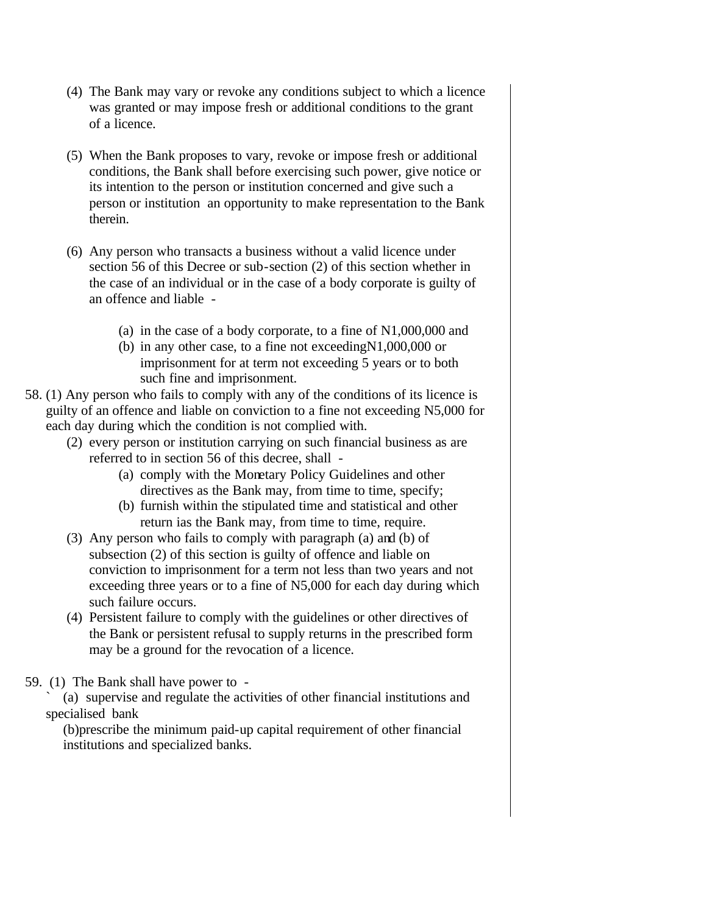(4) The Bank may vary or revoke any conditions subject to which a licence was granted or may impose fresh or additional conditions to the grant of a licence.

(5) When the Bank proposes to vary, revoke or impose fresh or additional conditions, the Bank shall before exercising such power, give notice or its intention to the person or institution concerned and give such a person or institution an opportunity to make representation to the Bank therein.

(6) Any person who transacts a business without a valid licence under section 56 of this Decree or sub-section (2) of this section whether in the case of an individual or in the case of a body corporate is guilty of an offence and liable -

   (a) in the case of a body corporate, to a fine of N1,000,000 and
   (b) in any other case, to a fine not exceedingN1,000,000 or imprisonment for at term not exceeding 5 years or to both such fine and imprisonment.

58. (1) Any person who fails to comply with any of the conditions of its licence is guilty of an offence and liable on conviction to a fine not exceeding N5,000 for each day during which the condition is not complied with.

(2) every person or institution carrying on such financial business as are referred to in section 56 of this decree, shall -
   (a) comply with the Monetary Policy Guidelines and other directives as the Bank may, from time to time, specify;
   (b) furnish within the stipulated time and statistical and other return ias the Bank may, from time to time, require.

(3) Any person who fails to comply with paragraph (a) and (b) of subsection (2) of this section is guilty of offence and liable on conviction to imprisonment for a term not less than two years and not exceeding three years or to a fine of N5,000 for each day during which such failure occurs.

(4) Persistent failure to comply with the guidelines or other directives of the Bank or persistent refusal to supply returns in the prescribed form may be a ground for the revocation of a licence.

59. (1) The Bank shall have power to -
` (a) supervise and regulate the activities of other financial institutions and specialised bank
(b)prescribe the minimum paid-up capital requirement of other financial institutions and specialized banks.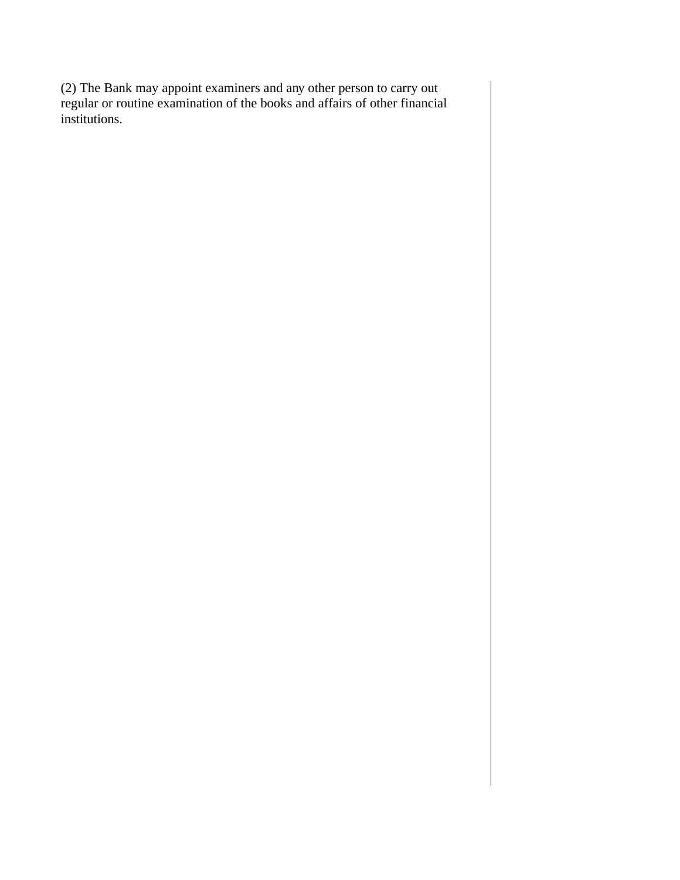(2) The Bank may appoint examiners and any other person to carry out regular or routine examination of the books and affairs of other financial institutions.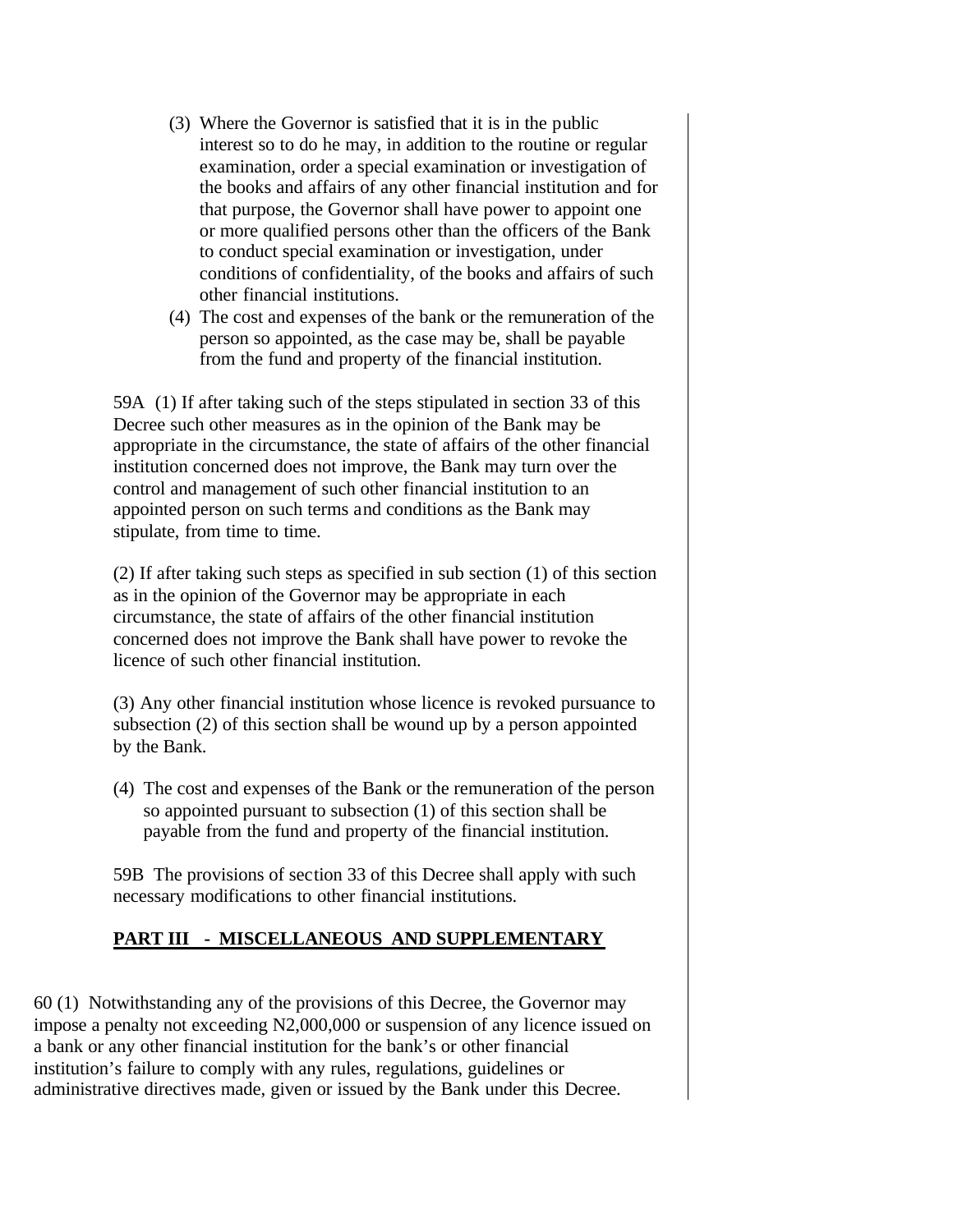(3) Where the Governor is satisfied that it is in the public interest so to do he may, in addition to the routine or regular examination, order a special examination or investigation of the books and affairs of any other financial institution and for that purpose, the Governor shall have power to appoint one or more qualified persons other than the officers of the Bank to conduct special examination or investigation, under conditions of confidentiality, of the books and affairs of such other financial institutions.

(4) The cost and expenses of the bank or the remuneration of the person so appointed, as the case may be, shall be payable from the fund and property of the financial institution.

59A (1) If after taking such of the steps stipulated in section 33 of this Decree such other measures as in the opinion of the Bank may be appropriate in the circumstance, the state of affairs of the other financial institution concerned does not improve, the Bank may turn over the control and management of such other financial institution to an appointed person on such terms and conditions as the Bank may stipulate, from time to time.

(2) If after taking such steps as specified in sub section (1) of this section as in the opinion of the Governor may be appropriate in each circumstance, the state of affairs of the other financial institution concerned does not improve the Bank shall have power to revoke the licence of such other financial institution.

(3) Any other financial institution whose licence is revoked pursuance to subsection (2) of this section shall be wound up by a person appointed by the Bank.

(4) The cost and expenses of the Bank or the remuneration of the person so appointed pursuant to subsection (1) of this section shall be payable from the fund and property of the financial institution.

59B The provisions of section 33 of this Decree shall apply with such necessary modifications to other financial institutions.

## **PART III - MISCELLANEOUS AND SUPPLEMENTARY**

60 (1) Notwithstanding any of the provisions of this Decree, the Governor may impose a penalty not exceeding N2,000,000 or suspension of any licence issued on a bank or any other financial institution for the bank's or other financial institution's failure to comply with any rules, regulations, guidelines or administrative directives made, given or issued by the Bank under this Decree.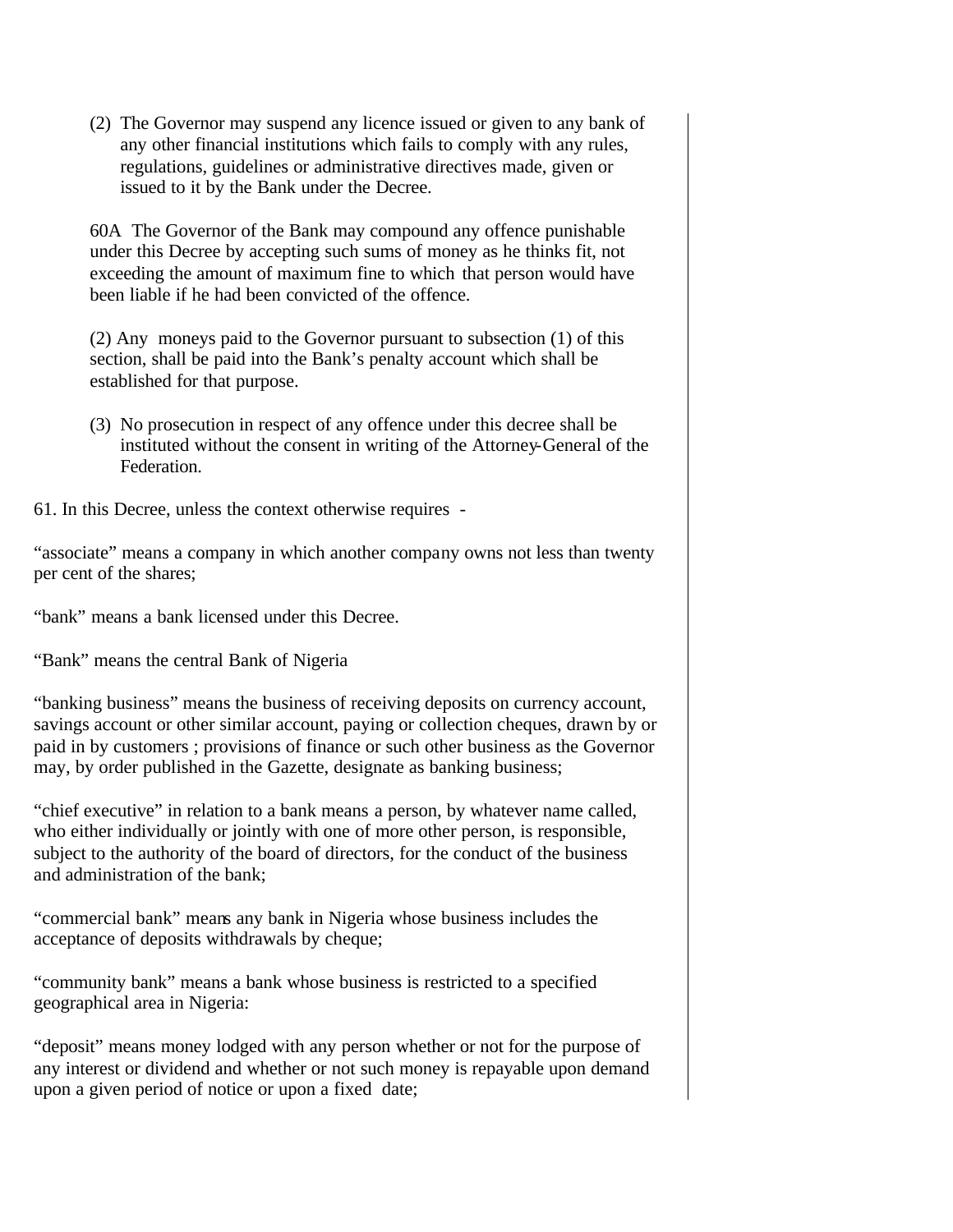(2) The Governor may suspend any licence issued or given to any bank of any other financial institutions which fails to comply with any rules, regulations, guidelines or administrative directives made, given or issued to it by the Bank under the Decree.

60A The Governor of the Bank may compound any offence punishable under this Decree by accepting such sums of money as he thinks fit, not exceeding the amount of maximum fine to which that person would have been liable if he had been convicted of the offence.

(2) Any moneys paid to the Governor pursuant to subsection (1) of this section, shall be paid into the Bank's penalty account which shall be established for that purpose.

(3) No prosecution in respect of any offence under this decree shall be instituted without the consent in writing of the Attorney-General of the Federation.

61. In this Decree, unless the context otherwise requires -

"associate" means a company in which another company owns not less than twenty per cent of the shares;

"bank" means a bank licensed under this Decree.

"Bank" means the central Bank of Nigeria

"banking business" means the business of receiving deposits on currency account, savings account or other similar account, paying or collection cheques, drawn by or paid in by customers ; provisions of finance or such other business as the Governor may, by order published in the Gazette, designate as banking business;

"chief executive" in relation to a bank means a person, by whatever name called, who either individually or jointly with one of more other person, is responsible, subject to the authority of the board of directors, for the conduct of the business and administration of the bank;

"commercial bank" means any bank in Nigeria whose business includes the acceptance of deposits withdrawals by cheque;

"community bank" means a bank whose business is restricted to a specified geographical area in Nigeria:

"deposit" means money lodged with any person whether or not for the purpose of any interest or dividend and whether or not such money is repayable upon demand upon a given period of notice or upon a fixed date;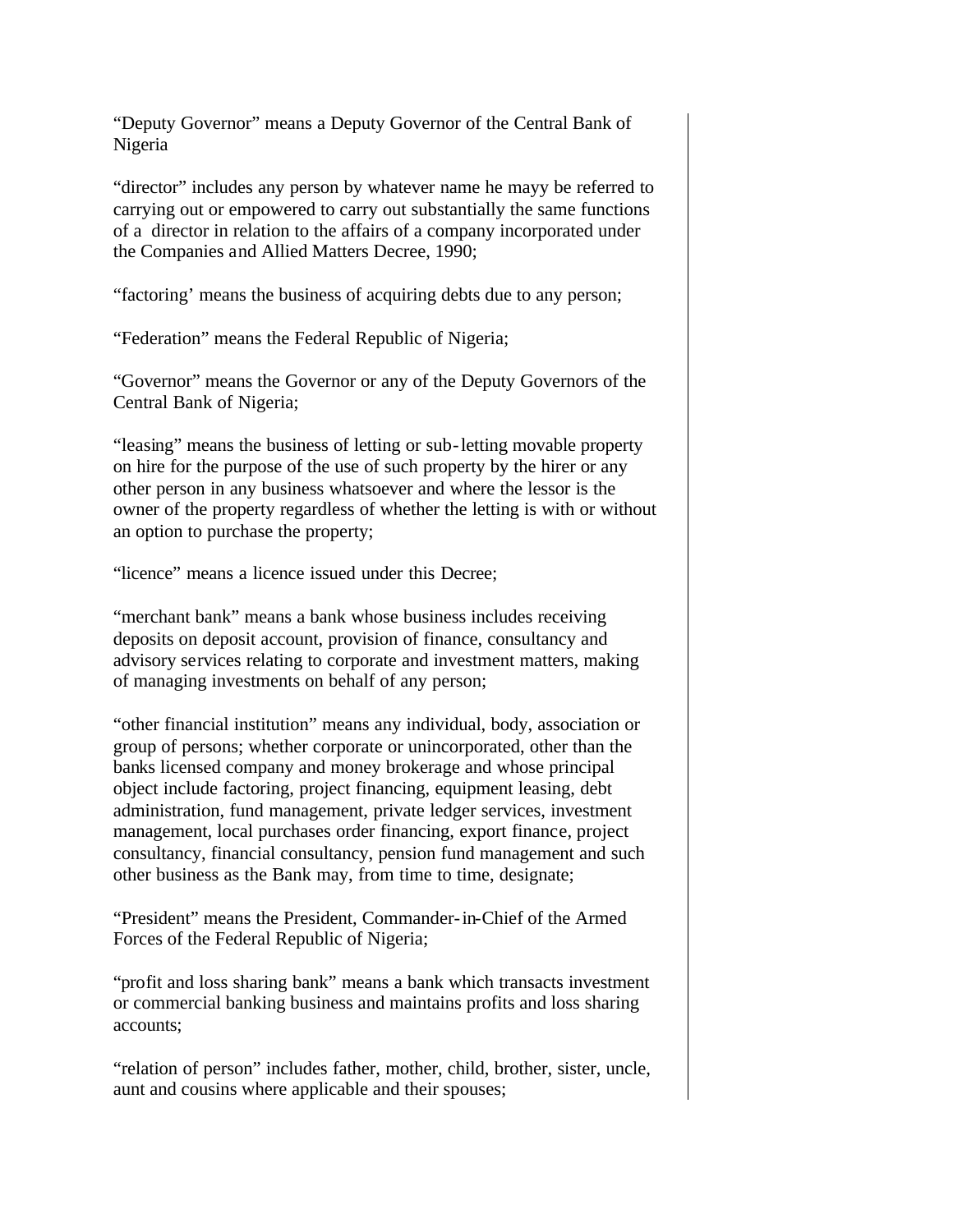"Deputy Governor" means a Deputy Governor of the Central Bank of Nigeria

"director" includes any person by whatever name he mayy be referred to carrying out or empowered to carry out substantially the same functions of a director in relation to the affairs of a company incorporated under the Companies and Allied Matters Decree, 1990;

"factoring' means the business of acquiring debts due to any person;

"Federation" means the Federal Republic of Nigeria;

"Governor" means the Governor or any of the Deputy Governors of the Central Bank of Nigeria;

"leasing" means the business of letting or sub-letting movable property on hire for the purpose of the use of such property by the hirer or any other person in any business whatsoever and where the lessor is the owner of the property regardless of whether the letting is with or without an option to purchase the property;

"licence" means a licence issued under this Decree;

"merchant bank" means a bank whose business includes receiving deposits on deposit account, provision of finance, consultancy and advisory services relating to corporate and investment matters, making of managing investments on behalf of any person;

"other financial institution" means any individual, body, association or group of persons; whether corporate or unincorporated, other than the banks licensed company and money brokerage and whose principal object include factoring, project financing, equipment leasing, debt administration, fund management, private ledger services, investment management, local purchases order financing, export finance, project consultancy, financial consultancy, pension fund management and such other business as the Bank may, from time to time, designate;

"President" means the President, Commander-in-Chief of the Armed Forces of the Federal Republic of Nigeria;

"profit and loss sharing bank" means a bank which transacts investment or commercial banking business and maintains profits and loss sharing accounts;

"relation of person" includes father, mother, child, brother, sister, uncle, aunt and cousins where applicable and their spouses;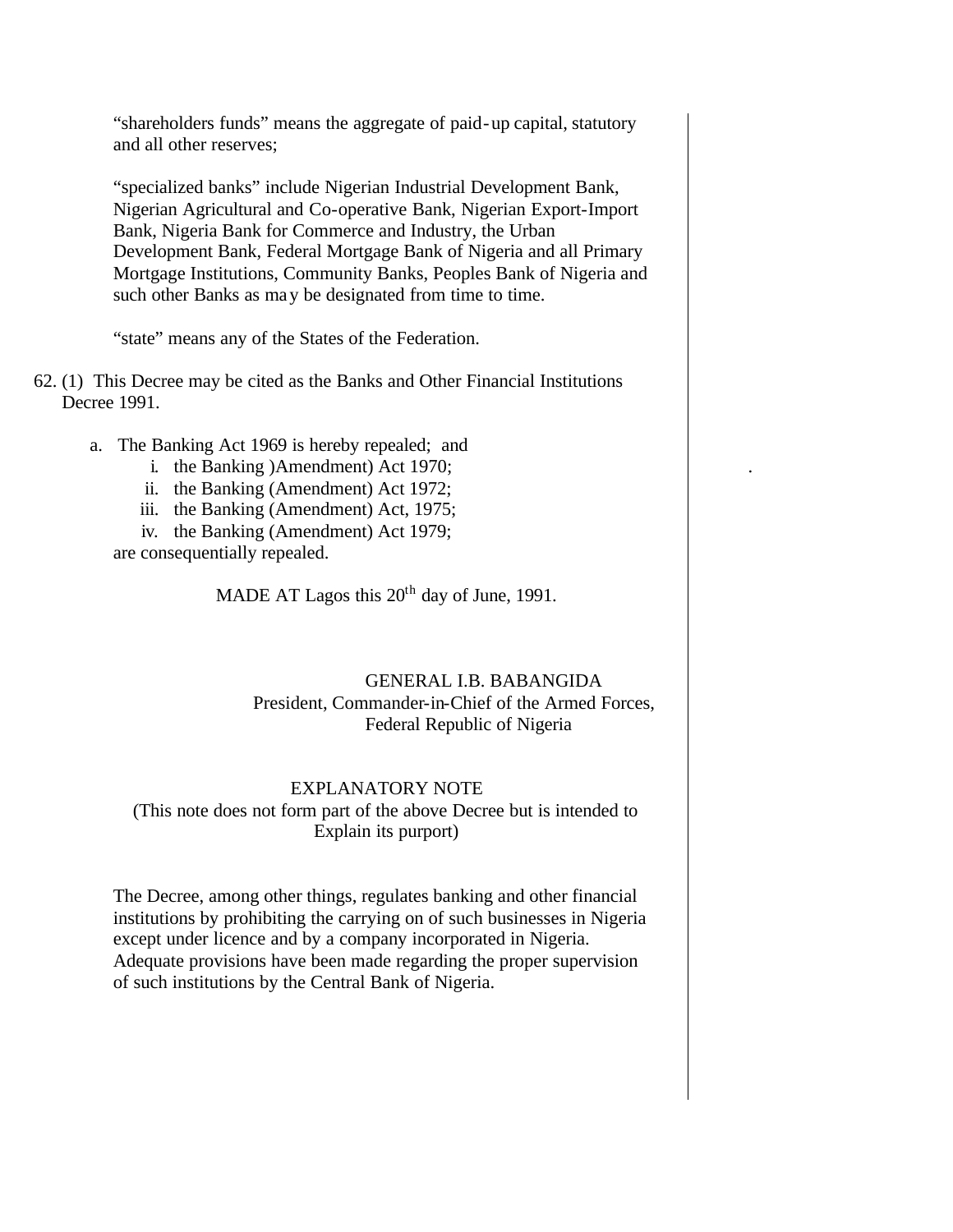"shareholders funds" means the aggregate of paid-up capital, statutory and all other reserves;

"specialized banks" include Nigerian Industrial Development Bank, Nigerian Agricultural and Co-operative Bank, Nigerian Export-Import Bank, Nigeria Bank for Commerce and Industry, the Urban Development Bank, Federal Mortgage Bank of Nigeria and all Primary Mortgage Institutions, Community Banks, Peoples Bank of Nigeria and such other Banks as may be designated from time to time.

"state" means any of the States of the Federation.

62. (1) This Decree may be cited as the Banks and Other Financial Institutions Decree 1991.

a. The Banking Act 1969 is hereby repealed; and
   i. the Banking )Amendment) Act 1970;
   ii. the Banking (Amendment) Act 1972;
   iii. the Banking (Amendment) Act, 1975;
   iv. the Banking (Amendment) Act 1979;

are consequentially repealed.

MADE AT Lagos this 20th day of June, 1991.

GENERAL I.B. BABANGIDA
President, Commander-in-Chief of the Armed Forces,
Federal Republic of Nigeria

EXPLANATORY NOTE

(This note does not form part of the above Decree but is intended to Explain its purport)

The Decree, among other things, regulates banking and other financial institutions by prohibiting the carrying on of such businesses in Nigeria except under licence and by a company incorporated in Nigeria. Adequate provisions have been made regarding the proper supervision of such institutions by the Central Bank of Nigeria.